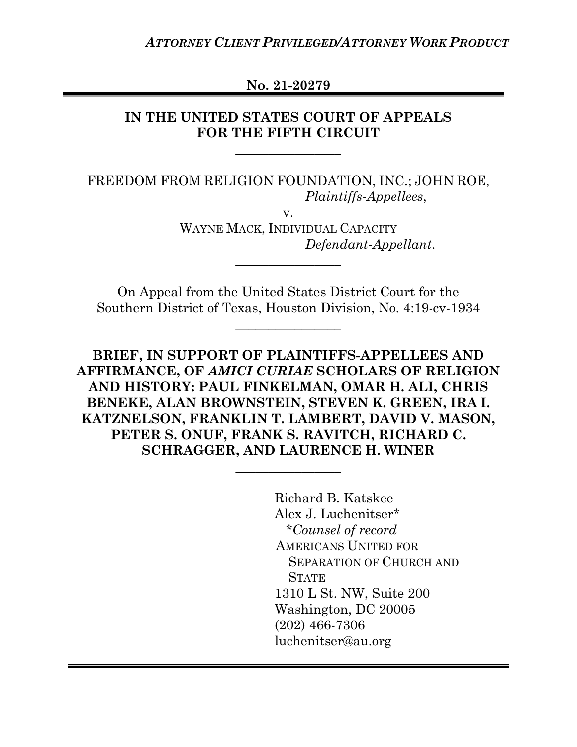*ATTORNEY CLIENT PRIVILEGED/ATTORNEY WORK PRODUCT*

**No. 21-20279**

---

**IN THE UNITED STATES COURT OF APPEALS FOR THE FIFTH CIRCUIT**

---

FREEDOM FROM RELIGION FOUNDATION, INC.; JOHN ROE,
*Plaintiffs-Appellees*,

v.

WAYNE MACK, INDIVIDUAL CAPACITY
*Defendant-Appellant*.

---

On Appeal from the United States District Court for the Southern District of Texas, Houston Division, No. 4:19-cv-1934

---

**BRIEF, IN SUPPORT OF PLAINTIFFS-APPELLEES AND AFFIRMANCE, OF *AMICI CURIAE* SCHOLARS OF RELIGION AND HISTORY: PAUL FINKELMAN, OMAR H. ALI, CHRIS BENEKE, ALAN BROWNSTEIN, STEVEN K. GREEN, IRA I. KATZNELSON, FRANKLIN T. LAMBERT, DAVID V. MASON, PETER S. ONUF, FRANK S. RAVITCH, RICHARD C. SCHRAGGER, AND LAURENCE H. WINER**

---

Richard B. Katskee
Alex J. Luchenitser*
*Counsel of record*
AMERICANS UNITED FOR SEPARATION OF CHURCH AND STATE
1310 L St. NW, Suite 200
Washington, DC 20005
(202) 466-7306
luchenitser@au.org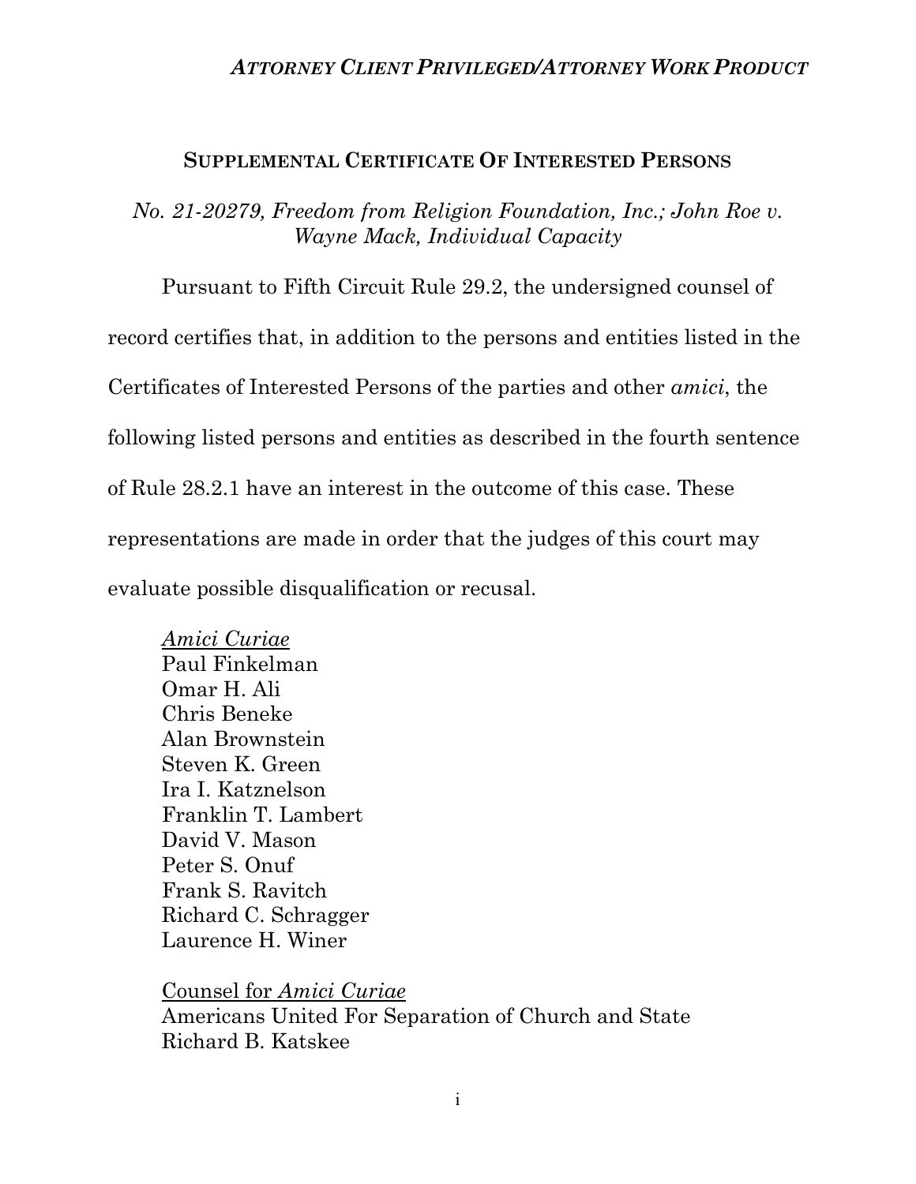## SUPPLEMENTAL CERTIFICATE OF INTERESTED PERSONS

*No. 21-20279, Freedom from Religion Foundation, Inc.; John Roe v. Wayne Mack, Individual Capacity*

Pursuant to Fifth Circuit Rule 29.2, the undersigned counsel of record certifies that, in addition to the persons and entities listed in the Certificates of Interested Persons of the parties and other *amici*, the following listed persons and entities as described in the fourth sentence of Rule 28.2.1 have an interest in the outcome of this case. These representations are made in order that the judges of this court may evaluate possible disqualification or recusal.

*Amici Curiae*
Paul Finkelman
Omar H. Ali
Chris Beneke
Alan Brownstein
Steven K. Green
Ira I. Katznelson
Franklin T. Lambert
David V. Mason
Peter S. Onuf
Frank S. Ravitch
Richard C. Schragger
Laurence H. Winer

Counsel for *Amici Curiae*
Americans United For Separation of Church and State
Richard B. Katskee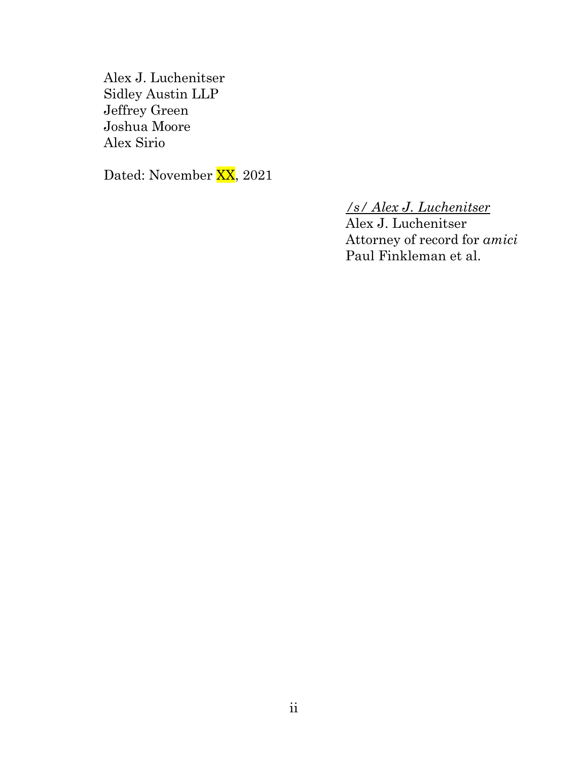Alex J. Luchenitser
Sidley Austin LLP
Jeffrey Green
Joshua Moore
Alex Sirio

Dated: November XX, 2021

*/s/ Alex J. Luchenitser*
Alex J. Luchenitser
Attorney of record for *amici*
Paul Finkleman et al.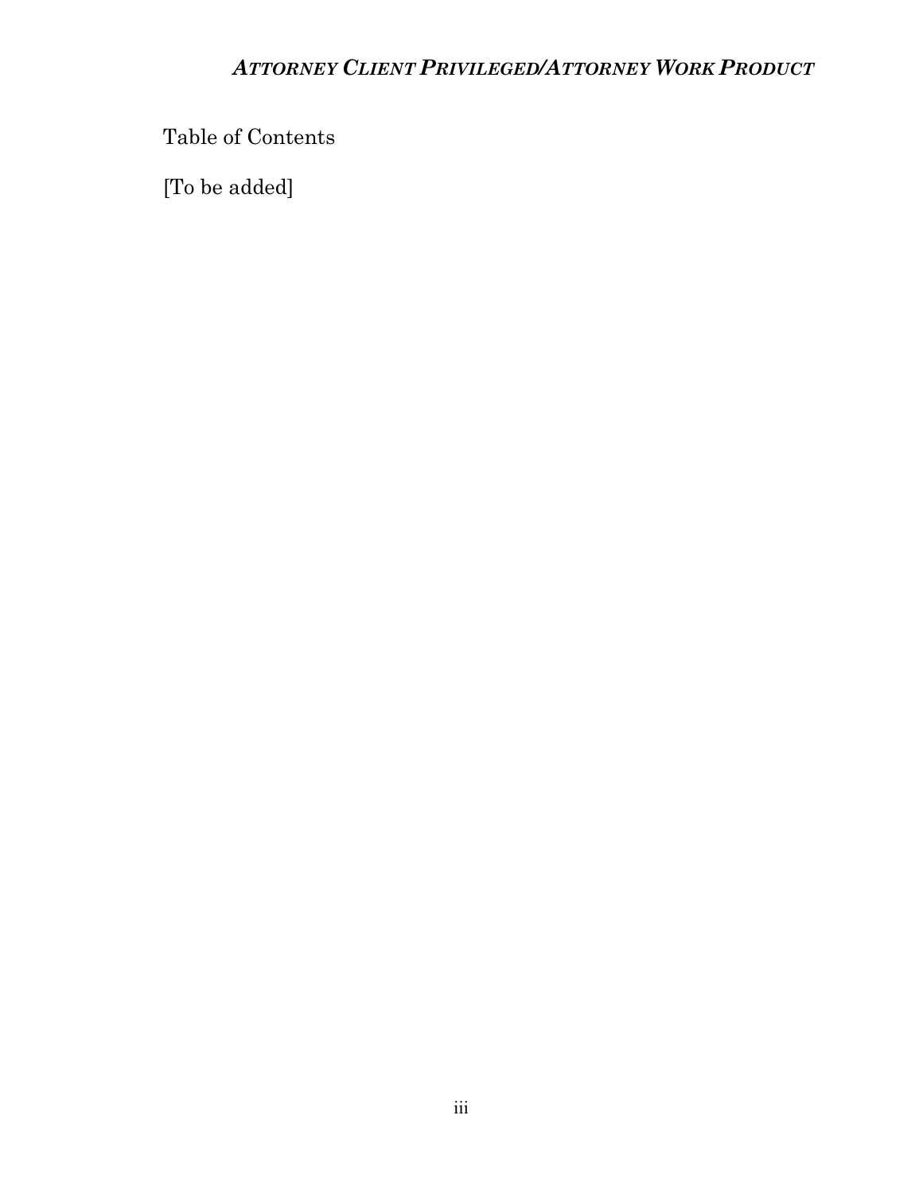Table of Contents

[To be added]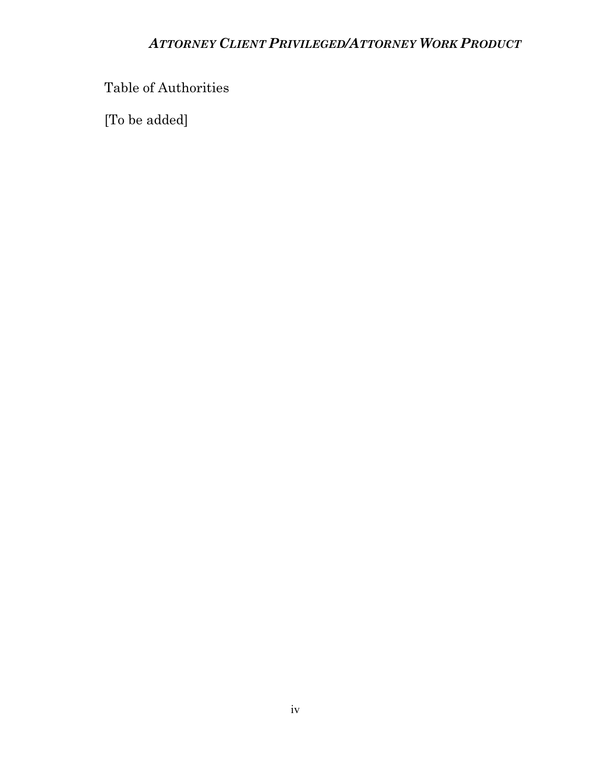# Table of Authorities

[To be added]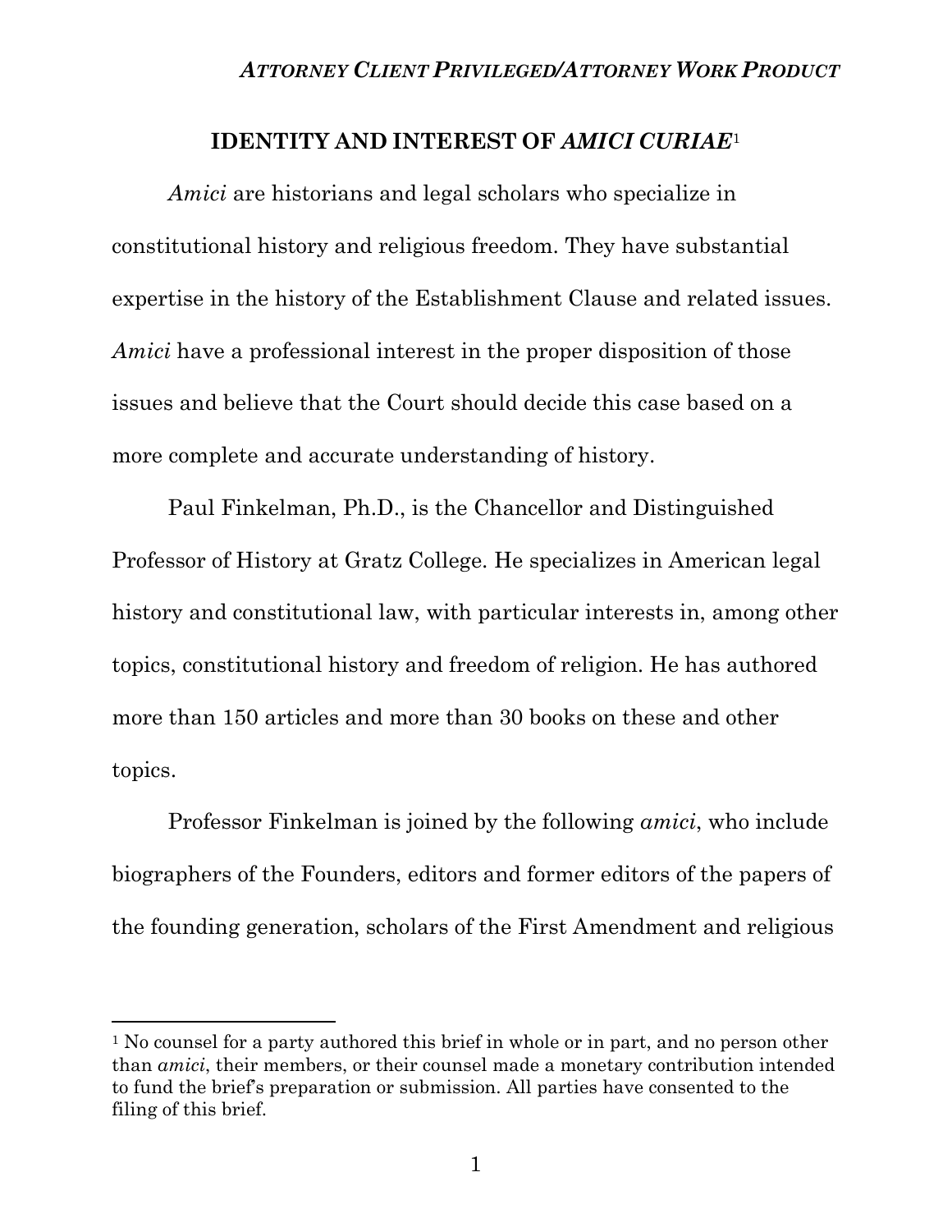## IDENTITY AND INTEREST OF *AMICI CURIAE*[1]

*Amici* are historians and legal scholars who specialize in constitutional history and religious freedom. They have substantial expertise in the history of the Establishment Clause and related issues. *Amici* have a professional interest in the proper disposition of those issues and believe that the Court should decide this case based on a more complete and accurate understanding of history.

Paul Finkelman, Ph.D., is the Chancellor and Distinguished Professor of History at Gratz College. He specializes in American legal history and constitutional law, with particular interests in, among other topics, constitutional history and freedom of religion. He has authored more than 150 articles and more than 30 books on these and other topics.

Professor Finkelman is joined by the following *amici*, who include biographers of the Founders, editors and former editors of the papers of the founding generation, scholars of the First Amendment and religious

[1] No counsel for a party authored this brief in whole or in part, and no person other than *amici*, their members, or their counsel made a monetary contribution intended to fund the brief's preparation or submission. All parties have consented to the filing of this brief.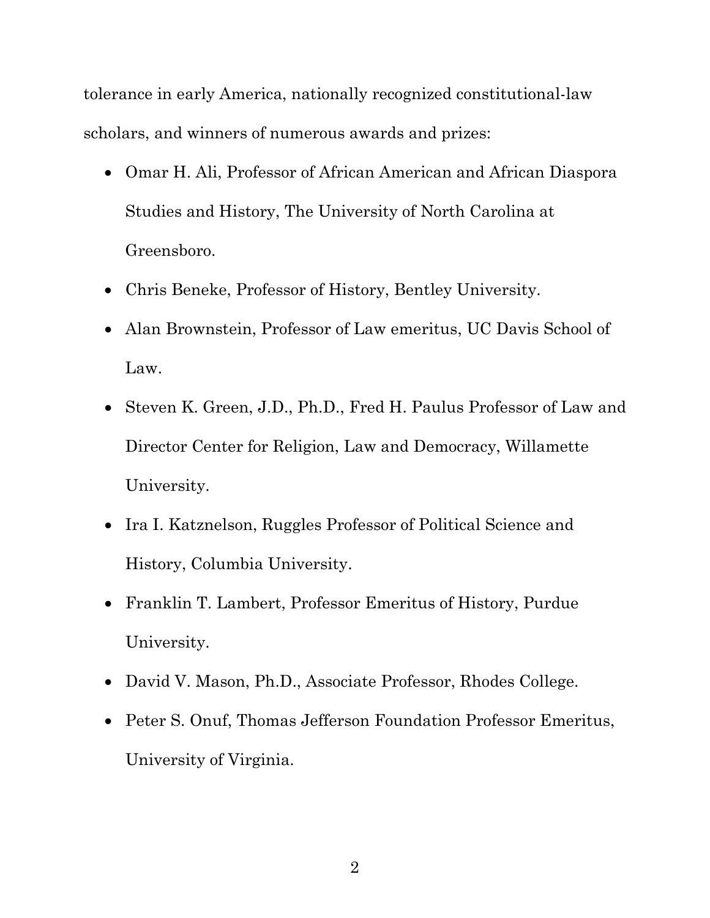tolerance in early America, nationally recognized constitutional-law scholars, and winners of numerous awards and prizes:

- Omar H. Ali, Professor of African American and African Diaspora Studies and History, The University of North Carolina at Greensboro.
- Chris Beneke, Professor of History, Bentley University.
- Alan Brownstein, Professor of Law emeritus, UC Davis School of Law.
- Steven K. Green, J.D., Ph.D., Fred H. Paulus Professor of Law and Director Center for Religion, Law and Democracy, Willamette University.
- Ira I. Katznelson, Ruggles Professor of Political Science and History, Columbia University.
- Franklin T. Lambert, Professor Emeritus of History, Purdue University.
- David V. Mason, Ph.D., Associate Professor, Rhodes College.
- Peter S. Onuf, Thomas Jefferson Foundation Professor Emeritus, University of Virginia.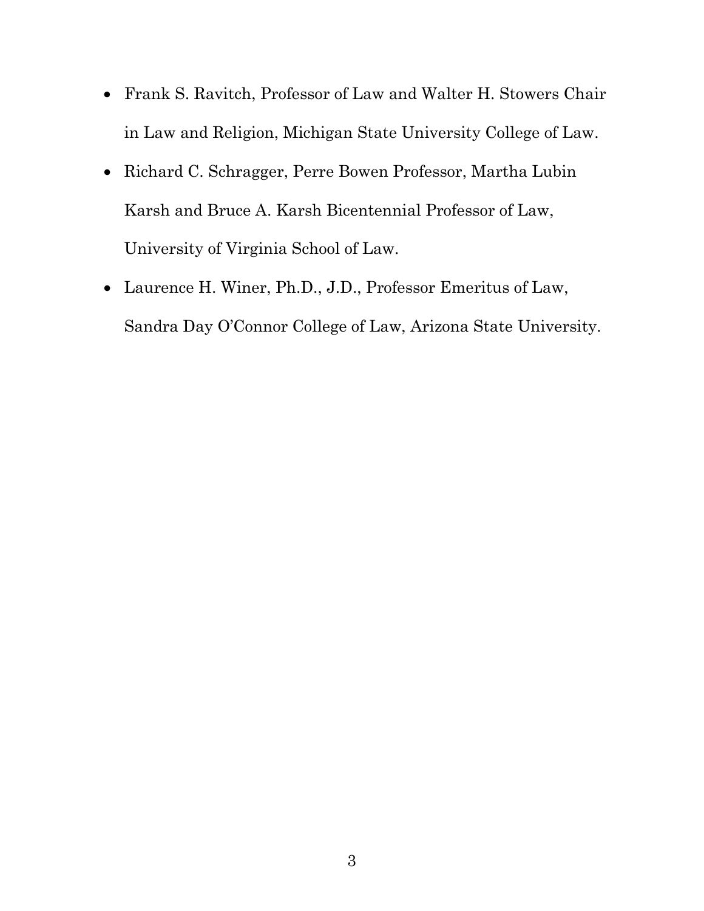- Frank S. Ravitch, Professor of Law and Walter H. Stowers Chair in Law and Religion, Michigan State University College of Law.
- Richard C. Schragger, Perre Bowen Professor, Martha Lubin Karsh and Bruce A. Karsh Bicentennial Professor of Law, University of Virginia School of Law.
- Laurence H. Winer, Ph.D., J.D., Professor Emeritus of Law, Sandra Day O'Connor College of Law, Arizona State University.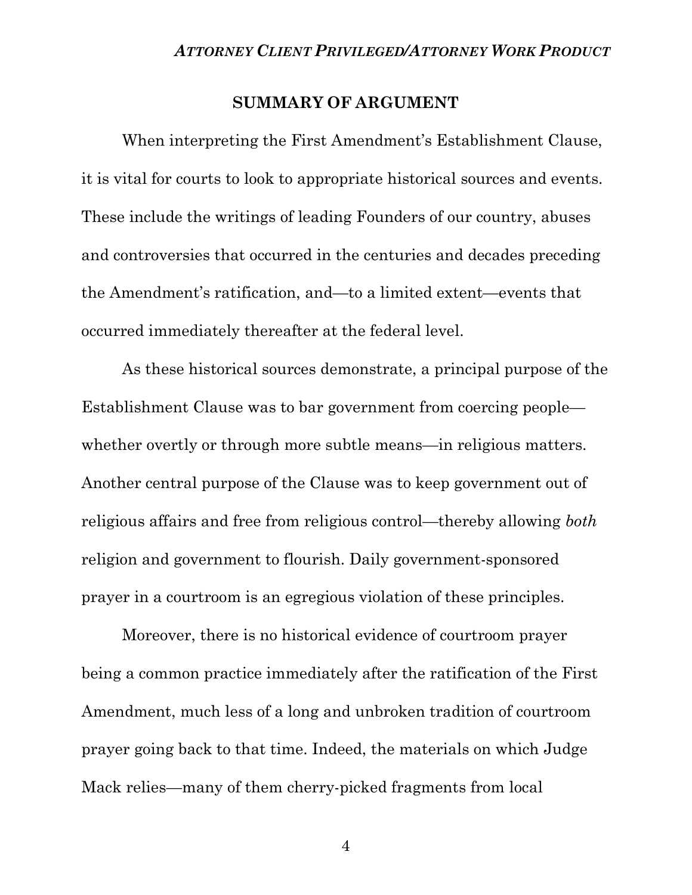## SUMMARY OF ARGUMENT

When interpreting the First Amendment's Establishment Clause, it is vital for courts to look to appropriate historical sources and events. These include the writings of leading Founders of our country, abuses and controversies that occurred in the centuries and decades preceding the Amendment's ratification, and—to a limited extent—events that occurred immediately thereafter at the federal level.

As these historical sources demonstrate, a principal purpose of the Establishment Clause was to bar government from coercing people—whether overtly or through more subtle means—in religious matters. Another central purpose of the Clause was to keep government out of religious affairs and free from religious control—thereby allowing *both* religion and government to flourish. Daily government-sponsored prayer in a courtroom is an egregious violation of these principles.

Moreover, there is no historical evidence of courtroom prayer being a common practice immediately after the ratification of the First Amendment, much less of a long and unbroken tradition of courtroom prayer going back to that time. Indeed, the materials on which Judge Mack relies—many of them cherry-picked fragments from local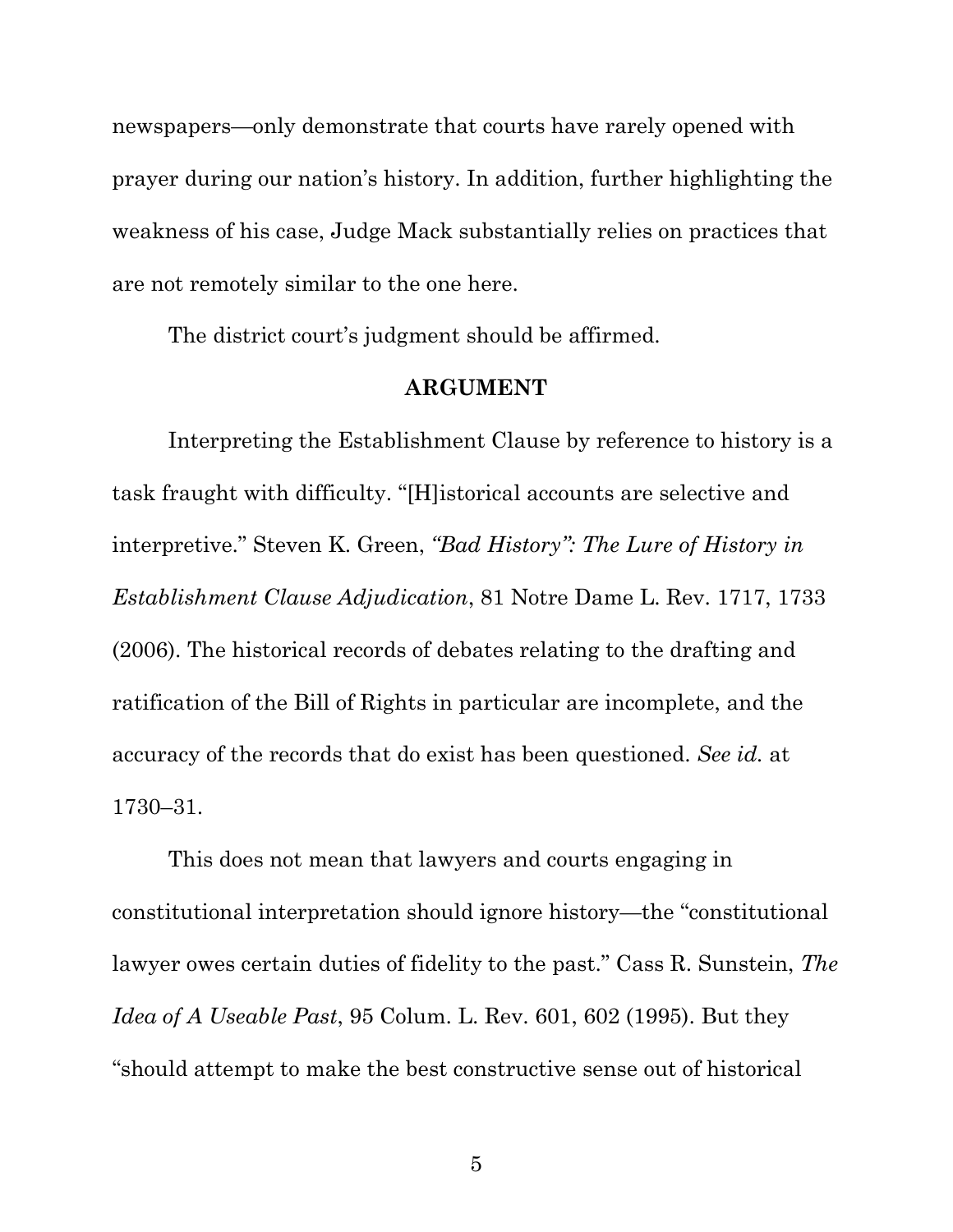newspapers—only demonstrate that courts have rarely opened with prayer during our nation's history. In addition, further highlighting the weakness of his case, Judge Mack substantially relies on practices that are not remotely similar to the one here.

The district court's judgment should be affirmed.

## ARGUMENT

Interpreting the Establishment Clause by reference to history is a task fraught with difficulty. "[H]istorical accounts are selective and interpretive." Steven K. Green, *"Bad History": The Lure of History in Establishment Clause Adjudication*, 81 Notre Dame L. Rev. 1717, 1733 (2006). The historical records of debates relating to the drafting and ratification of the Bill of Rights in particular are incomplete, and the accuracy of the records that do exist has been questioned. *See id.* at 1730–31.

This does not mean that lawyers and courts engaging in constitutional interpretation should ignore history—the "constitutional lawyer owes certain duties of fidelity to the past." Cass R. Sunstein, *The Idea of A Useable Past*, 95 Colum. L. Rev. 601, 602 (1995). But they "should attempt to make the best constructive sense out of historical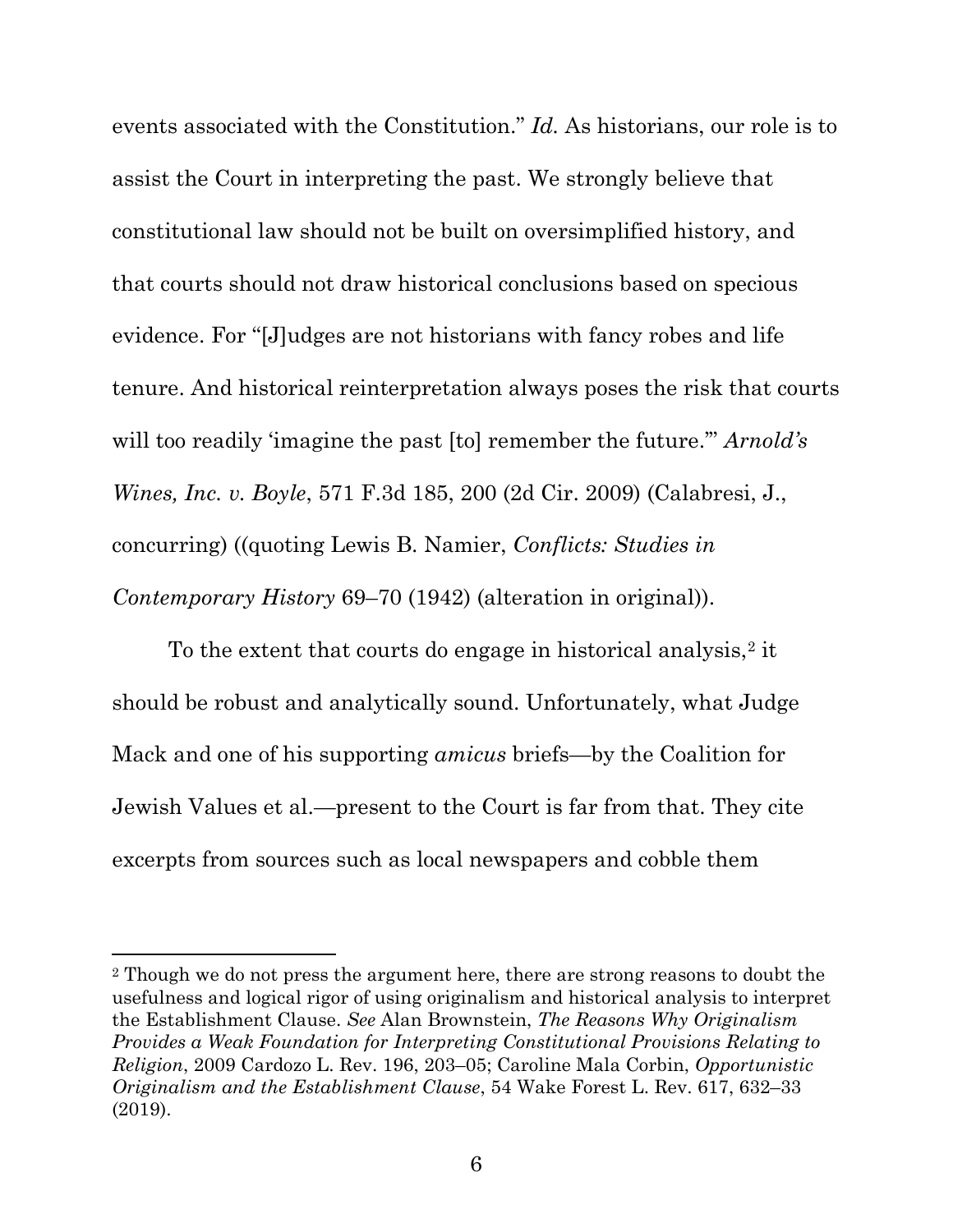events associated with the Constitution." *Id.* As historians, our role is to assist the Court in interpreting the past. We strongly believe that constitutional law should not be built on oversimplified history, and that courts should not draw historical conclusions based on specious evidence. For "[J]udges are not historians with fancy robes and life tenure. And historical reinterpretation always poses the risk that courts will too readily 'imagine the past [to] remember the future.'" *Arnold's Wines, Inc. v. Boyle*, 571 F.3d 185, 200 (2d Cir. 2009) (Calabresi, J., concurring) ((quoting Lewis B. Namier, *Conflicts: Studies in Contemporary History* 69–70 (1942) (alteration in original)).

To the extent that courts do engage in historical analysis,[2] it should be robust and analytically sound. Unfortunately, what Judge Mack and one of his supporting *amicus* briefs—by the Coalition for Jewish Values et al.—present to the Court is far from that. They cite excerpts from sources such as local newspapers and cobble them

---

[2] Though we do not press the argument here, there are strong reasons to doubt the usefulness and logical rigor of using originalism and historical analysis to interpret the Establishment Clause. *See* Alan Brownstein, *The Reasons Why Originalism Provides a Weak Foundation for Interpreting Constitutional Provisions Relating to Religion*, 2009 Cardozo L. Rev. 196, 203–05; Caroline Mala Corbin, *Opportunistic Originalism and the Establishment Clause*, 54 Wake Forest L. Rev. 617, 632–33 (2019).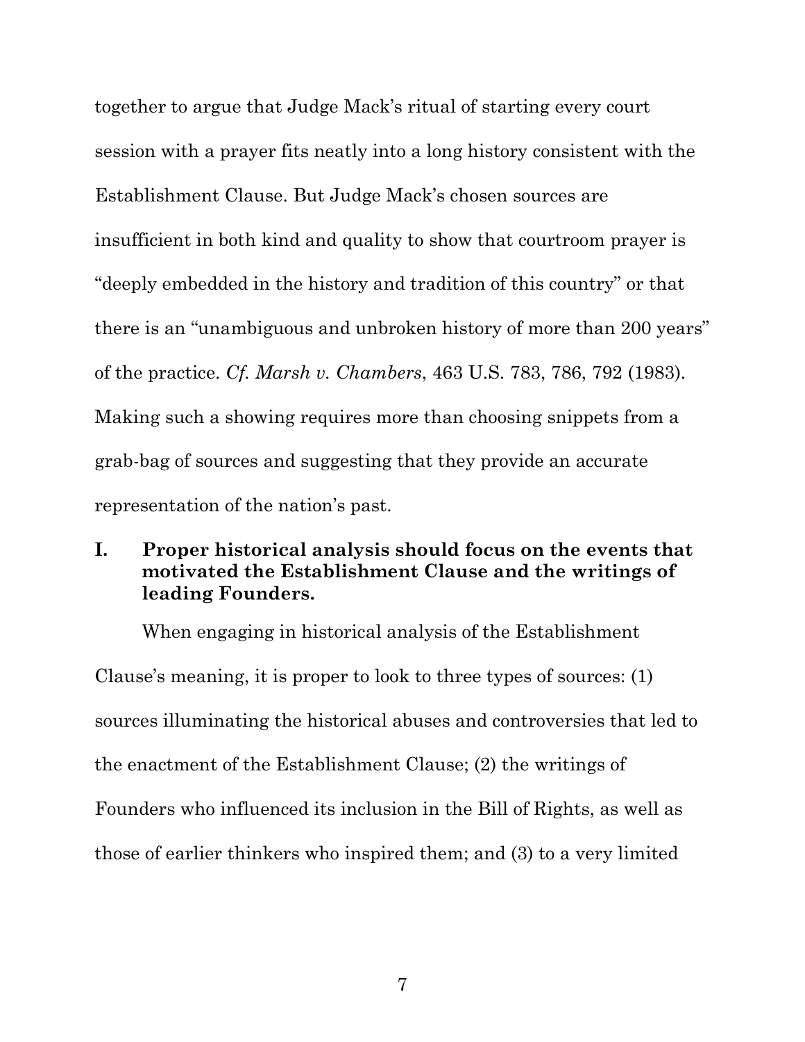together to argue that Judge Mack's ritual of starting every court session with a prayer fits neatly into a long history consistent with the Establishment Clause. But Judge Mack's chosen sources are insufficient in both kind and quality to show that courtroom prayer is "deeply embedded in the history and tradition of this country" or that there is an "unambiguous and unbroken history of more than 200 years" of the practice. *Cf. Marsh v. Chambers*, 463 U.S. 783, 786, 792 (1983). Making such a showing requires more than choosing snippets from a grab-bag of sources and suggesting that they provide an accurate representation of the nation's past.

## I. Proper historical analysis should focus on the events that motivated the Establishment Clause and the writings of leading Founders.

When engaging in historical analysis of the Establishment Clause's meaning, it is proper to look to three types of sources: (1) sources illuminating the historical abuses and controversies that led to the enactment of the Establishment Clause; (2) the writings of Founders who influenced its inclusion in the Bill of Rights, as well as those of earlier thinkers who inspired them; and (3) to a very limited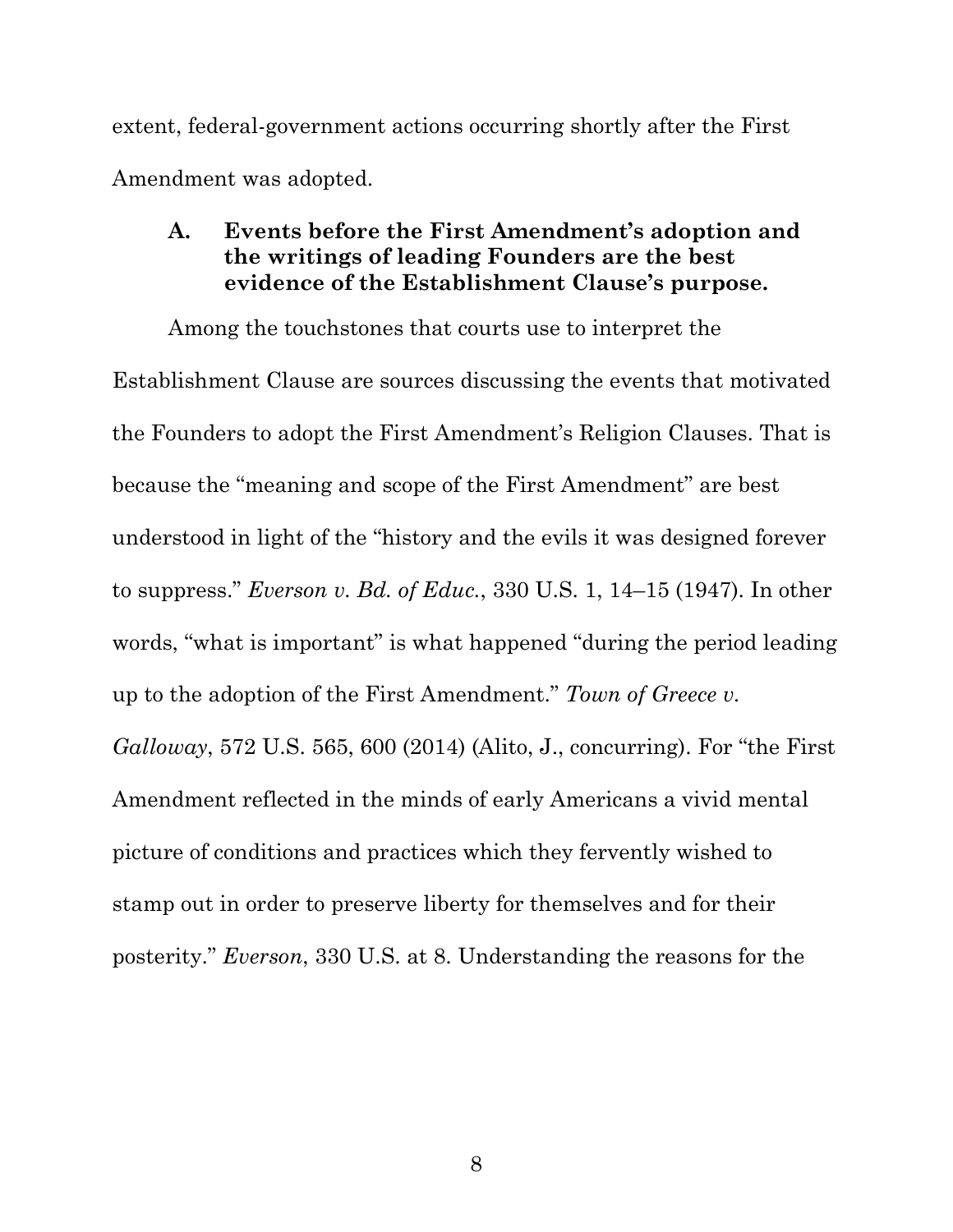extent, federal-government actions occurring shortly after the First Amendment was adopted.

### A. Events before the First Amendment's adoption and the writings of leading Founders are the best evidence of the Establishment Clause's purpose.

Among the touchstones that courts use to interpret the Establishment Clause are sources discussing the events that motivated the Founders to adopt the First Amendment's Religion Clauses. That is because the "meaning and scope of the First Amendment" are best understood in light of the "history and the evils it was designed forever to suppress." *Everson v. Bd. of Educ.*, 330 U.S. 1, 14–15 (1947). In other words, "what is important" is what happened "during the period leading up to the adoption of the First Amendment." *Town of Greece v. Galloway*, 572 U.S. 565, 600 (2014) (Alito, J., concurring). For "the First Amendment reflected in the minds of early Americans a vivid mental picture of conditions and practices which they fervently wished to stamp out in order to preserve liberty for themselves and for their posterity." *Everson*, 330 U.S. at 8. Understanding the reasons for the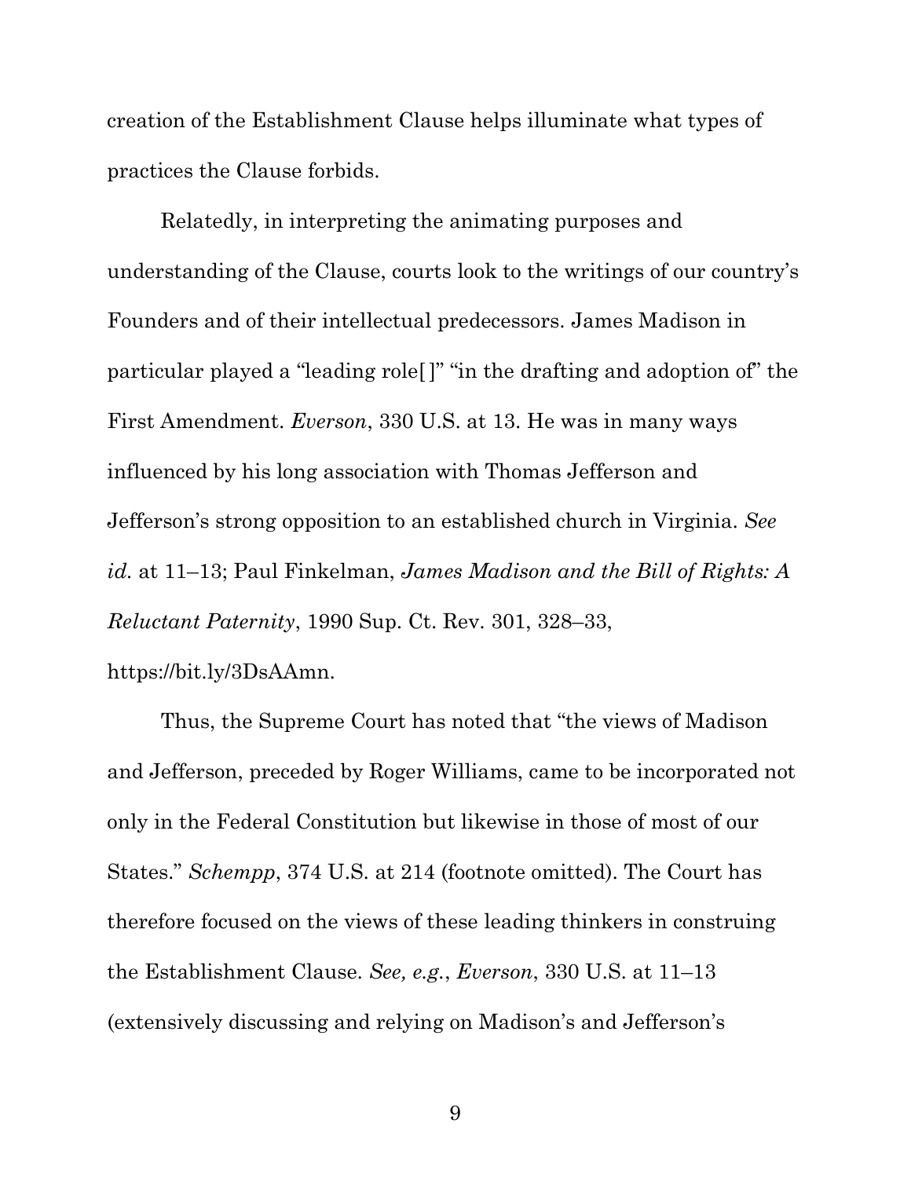creation of the Establishment Clause helps illuminate what types of practices the Clause forbids.

Relatedly, in interpreting the animating purposes and understanding of the Clause, courts look to the writings of our country's Founders and of their intellectual predecessors. James Madison in particular played a "leading role[ ]" "in the drafting and adoption of" the First Amendment. *Everson*, 330 U.S. at 13. He was in many ways influenced by his long association with Thomas Jefferson and Jefferson's strong opposition to an established church in Virginia. *See id.* at 11–13; Paul Finkelman, *James Madison and the Bill of Rights: A Reluctant Paternity*, 1990 Sup. Ct. Rev. 301, 328–33, https://bit.ly/3DsAAmn.

Thus, the Supreme Court has noted that "the views of Madison and Jefferson, preceded by Roger Williams, came to be incorporated not only in the Federal Constitution but likewise in those of most of our States." *Schempp*, 374 U.S. at 214 (footnote omitted). The Court has therefore focused on the views of these leading thinkers in construing the Establishment Clause. *See, e.g.*, *Everson*, 330 U.S. at 11–13 (extensively discussing and relying on Madison's and Jefferson's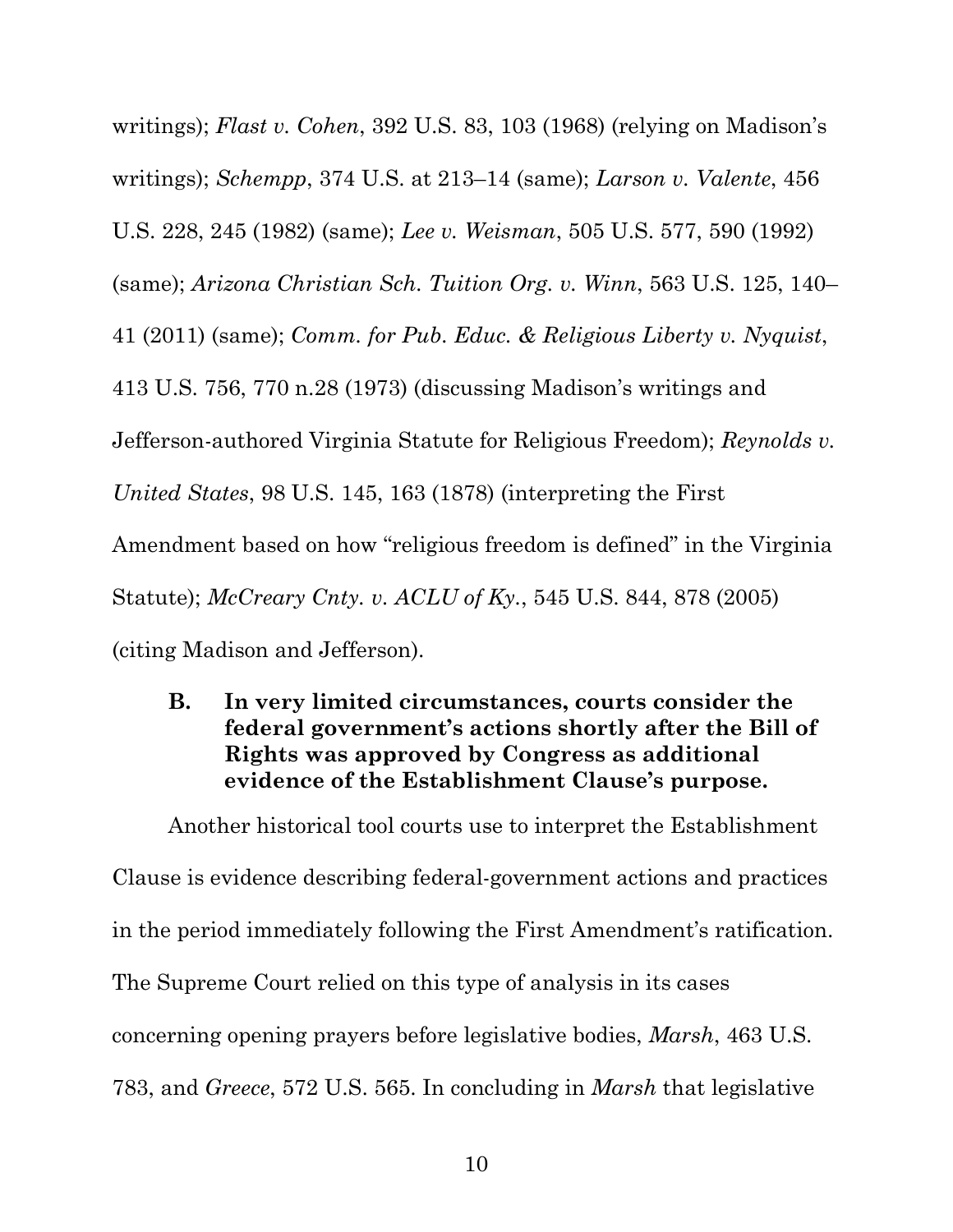writings); *Flast v. Cohen*, 392 U.S. 83, 103 (1968) (relying on Madison's writings); *Schempp*, 374 U.S. at 213–14 (same); *Larson v. Valente*, 456 U.S. 228, 245 (1982) (same); *Lee v. Weisman*, 505 U.S. 577, 590 (1992) (same); *Arizona Christian Sch. Tuition Org. v. Winn*, 563 U.S. 125, 140–41 (2011) (same); *Comm. for Pub. Educ. & Religious Liberty v. Nyquist*, 413 U.S. 756, 770 n.28 (1973) (discussing Madison's writings and Jefferson-authored Virginia Statute for Religious Freedom); *Reynolds v. United States*, 98 U.S. 145, 163 (1878) (interpreting the First Amendment based on how "religious freedom is defined" in the Virginia Statute); *McCreary Cnty. v. ACLU of Ky.*, 545 U.S. 844, 878 (2005) (citing Madison and Jefferson).

### B. In very limited circumstances, courts consider the federal government's actions shortly after the Bill of Rights was approved by Congress as additional evidence of the Establishment Clause's purpose.

Another historical tool courts use to interpret the Establishment Clause is evidence describing federal-government actions and practices in the period immediately following the First Amendment's ratification. The Supreme Court relied on this type of analysis in its cases concerning opening prayers before legislative bodies, *Marsh*, 463 U.S. 783, and *Greece*, 572 U.S. 565. In concluding in *Marsh* that legislative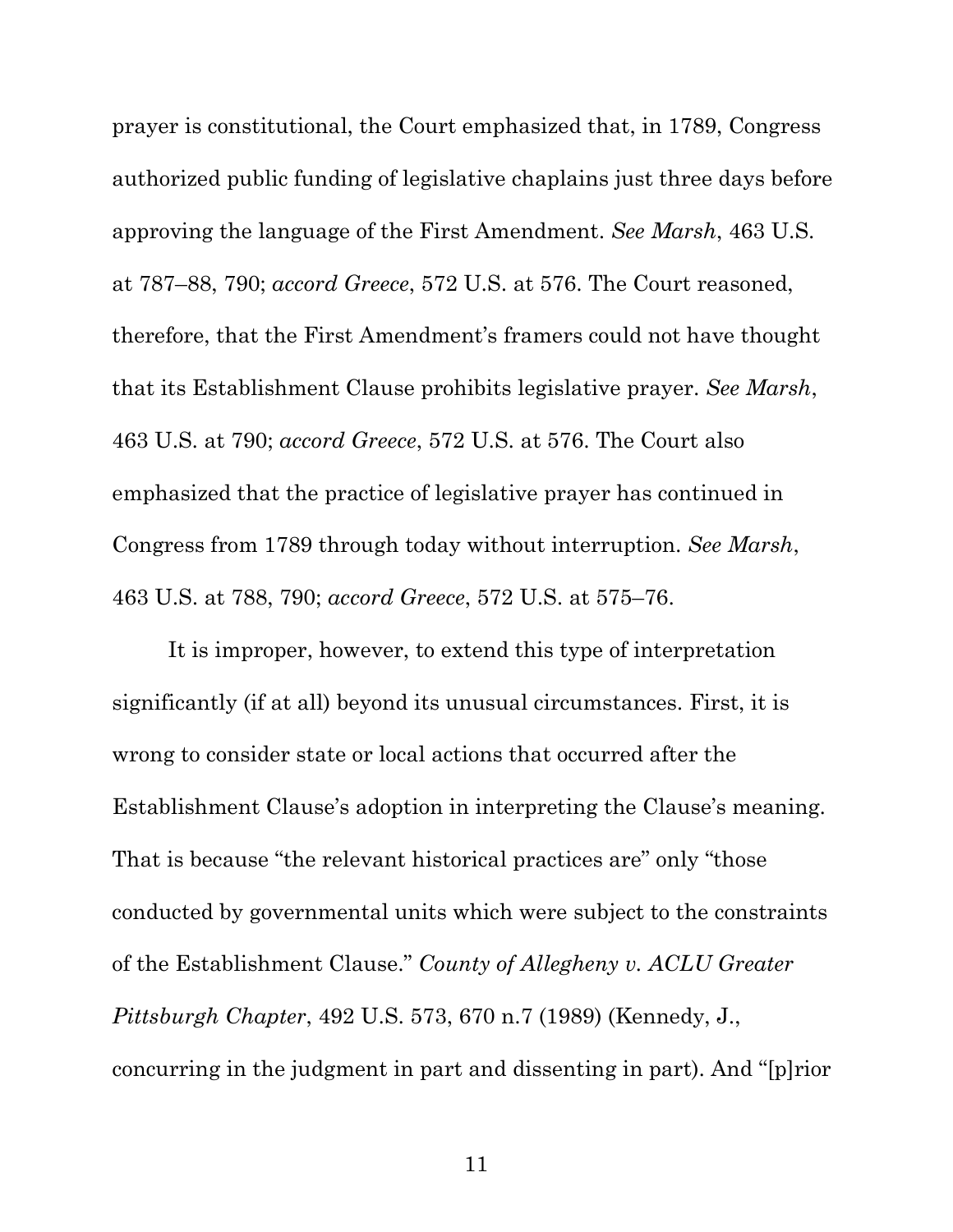prayer is constitutional, the Court emphasized that, in 1789, Congress authorized public funding of legislative chaplains just three days before approving the language of the First Amendment. *See Marsh*, 463 U.S. at 787–88, 790; *accord Greece*, 572 U.S. at 576. The Court reasoned, therefore, that the First Amendment's framers could not have thought that its Establishment Clause prohibits legislative prayer. *See Marsh*, 463 U.S. at 790; *accord Greece*, 572 U.S. at 576. The Court also emphasized that the practice of legislative prayer has continued in Congress from 1789 through today without interruption. *See Marsh*, 463 U.S. at 788, 790; *accord Greece*, 572 U.S. at 575–76.

It is improper, however, to extend this type of interpretation significantly (if at all) beyond its unusual circumstances. First, it is wrong to consider state or local actions that occurred after the Establishment Clause's adoption in interpreting the Clause's meaning. That is because "the relevant historical practices are" only "those conducted by governmental units which were subject to the constraints of the Establishment Clause." *County of Allegheny v. ACLU Greater Pittsburgh Chapter*, 492 U.S. 573, 670 n.7 (1989) (Kennedy, J., concurring in the judgment in part and dissenting in part). And "[p]rior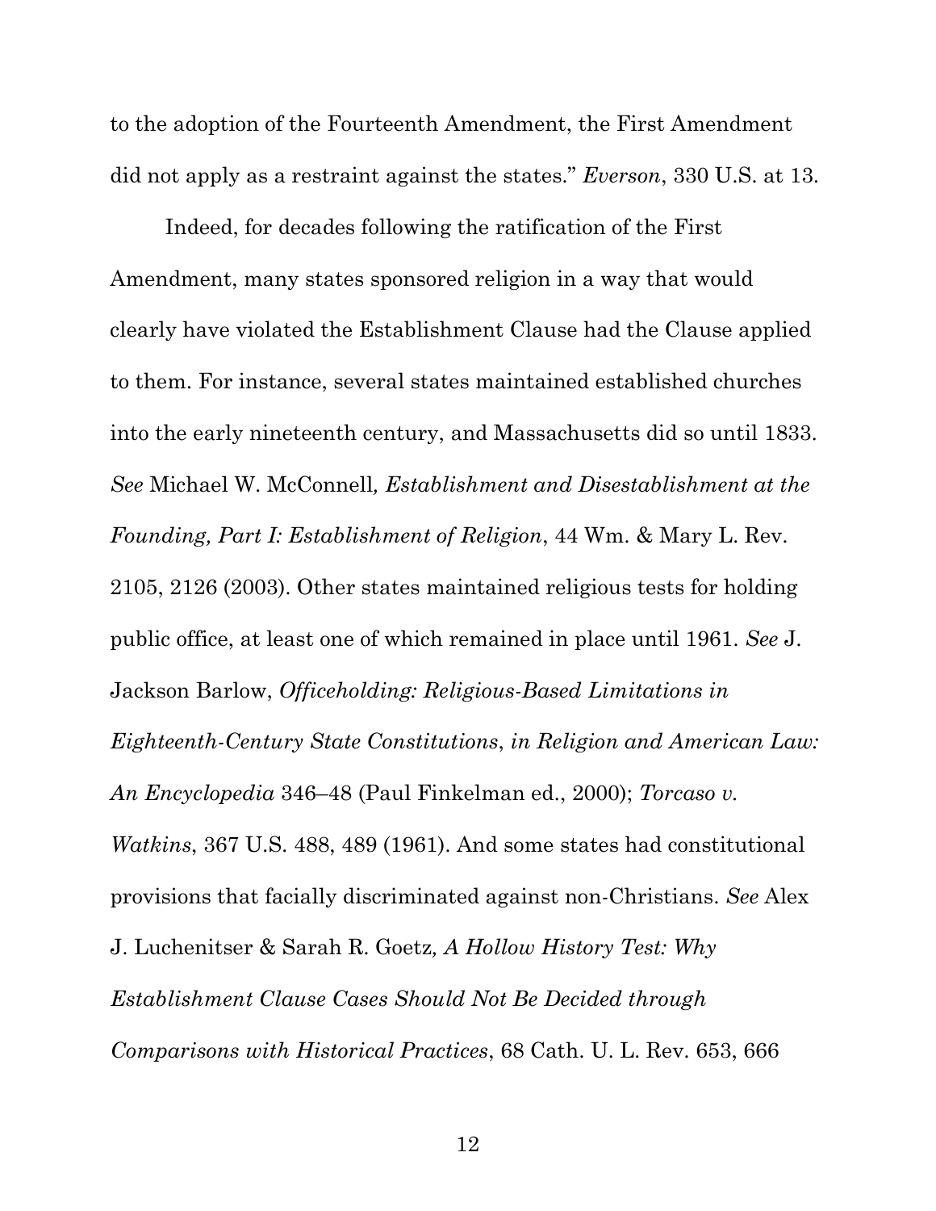to the adoption of the Fourteenth Amendment, the First Amendment did not apply as a restraint against the states." *Everson*, 330 U.S. at 13.

Indeed, for decades following the ratification of the First Amendment, many states sponsored religion in a way that would clearly have violated the Establishment Clause had the Clause applied to them. For instance, several states maintained established churches into the early nineteenth century, and Massachusetts did so until 1833. *See* Michael W. McConnell*, Establishment and Disestablishment at the Founding, Part I: Establishment of Religion*, 44 Wm. & Mary L. Rev. 2105, 2126 (2003). Other states maintained religious tests for holding public office, at least one of which remained in place until 1961. *See* J. Jackson Barlow, *Officeholding: Religious-Based Limitations in Eighteenth-Century State Constitutions*, *in Religion and American Law: An Encyclopedia* 346–48 (Paul Finkelman ed., 2000); *Torcaso v. Watkins*, 367 U.S. 488, 489 (1961). And some states had constitutional provisions that facially discriminated against non-Christians. *See* Alex J. Luchenitser & Sarah R. Goetz*, A Hollow History Test: Why Establishment Clause Cases Should Not Be Decided through Comparisons with Historical Practices*, 68 Cath. U. L. Rev. 653, 666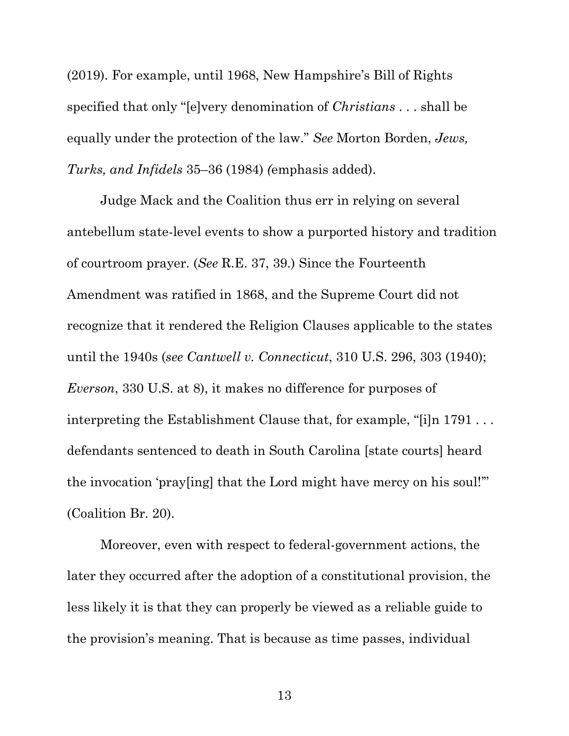(2019). For example, until 1968, New Hampshire's Bill of Rights specified that only "[e]very denomination of *Christians* . . . shall be equally under the protection of the law." *See* Morton Borden, *Jews, Turks, and Infidels* 35–36 (1984) (emphasis added).

Judge Mack and the Coalition thus err in relying on several antebellum state-level events to show a purported history and tradition of courtroom prayer. (*See* R.E. 37, 39.) Since the Fourteenth Amendment was ratified in 1868, and the Supreme Court did not recognize that it rendered the Religion Clauses applicable to the states until the 1940s (*see Cantwell v. Connecticut*, 310 U.S. 296, 303 (1940); *Everson*, 330 U.S. at 8), it makes no difference for purposes of interpreting the Establishment Clause that, for example, "[i]n 1791 . . . defendants sentenced to death in South Carolina [state courts] heard the invocation 'pray[ing] that the Lord might have mercy on his soul!'" (Coalition Br. 20).

Moreover, even with respect to federal-government actions, the later they occurred after the adoption of a constitutional provision, the less likely it is that they can properly be viewed as a reliable guide to the provision's meaning. That is because as time passes, individual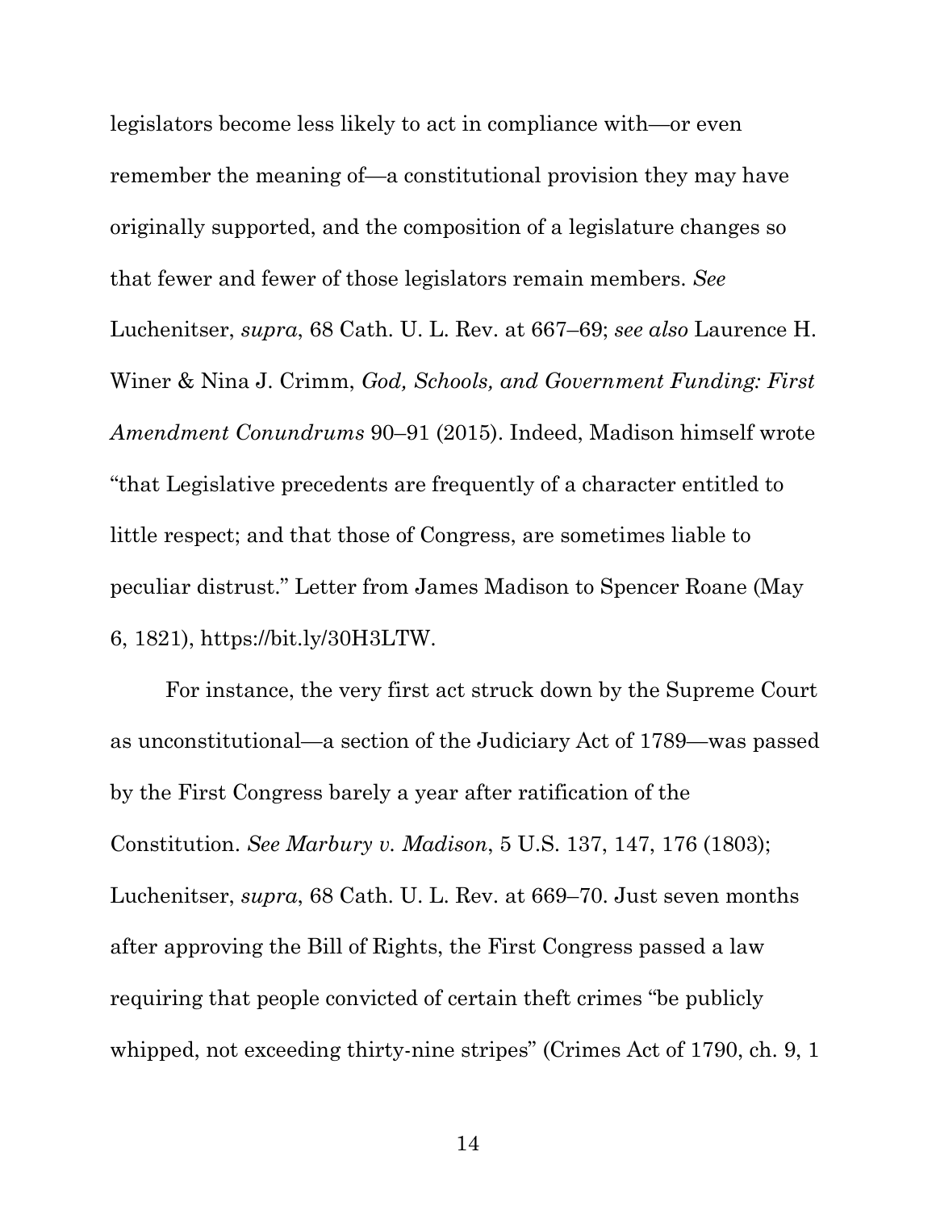legislators become less likely to act in compliance with—or even remember the meaning of—a constitutional provision they may have originally supported, and the composition of a legislature changes so that fewer and fewer of those legislators remain members. *See* Luchenitser, *supra*, 68 Cath. U. L. Rev. at 667–69; *see also* Laurence H. Winer & Nina J. Crimm, *God, Schools, and Government Funding: First Amendment Conundrums* 90–91 (2015). Indeed, Madison himself wrote "that Legislative precedents are frequently of a character entitled to little respect; and that those of Congress, are sometimes liable to peculiar distrust." Letter from James Madison to Spencer Roane (May 6, 1821), https://bit.ly/30H3LTW.

For instance, the very first act struck down by the Supreme Court as unconstitutional—a section of the Judiciary Act of 1789—was passed by the First Congress barely a year after ratification of the Constitution. *See Marbury v. Madison*, 5 U.S. 137, 147, 176 (1803); Luchenitser, *supra*, 68 Cath. U. L. Rev. at 669–70. Just seven months after approving the Bill of Rights, the First Congress passed a law requiring that people convicted of certain theft crimes "be publicly whipped, not exceeding thirty-nine stripes" (Crimes Act of 1790, ch. 9, 1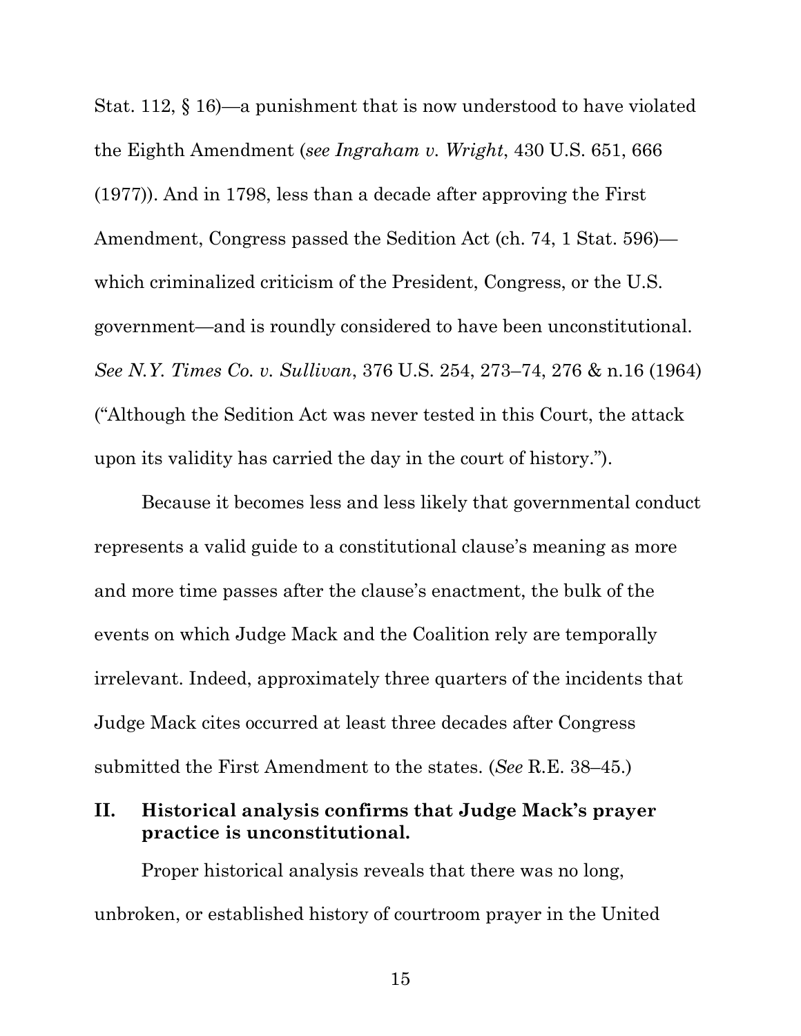Stat. 112, § 16)—a punishment that is now understood to have violated the Eighth Amendment (*see Ingraham v. Wright*, 430 U.S. 651, 666 (1977)). And in 1798, less than a decade after approving the First Amendment, Congress passed the Sedition Act (ch. 74, 1 Stat. 596)—which criminalized criticism of the President, Congress, or the U.S. government—and is roundly considered to have been unconstitutional. *See N.Y. Times Co. v. Sullivan*, 376 U.S. 254, 273–74, 276 & n.16 (1964) ("Although the Sedition Act was never tested in this Court, the attack upon its validity has carried the day in the court of history.").

Because it becomes less and less likely that governmental conduct represents a valid guide to a constitutional clause's meaning as more and more time passes after the clause's enactment, the bulk of the events on which Judge Mack and the Coalition rely are temporally irrelevant. Indeed, approximately three quarters of the incidents that Judge Mack cites occurred at least three decades after Congress submitted the First Amendment to the states. (*See* R.E. 38–45.)

## II. Historical analysis confirms that Judge Mack's prayer practice is unconstitutional.

Proper historical analysis reveals that there was no long, unbroken, or established history of courtroom prayer in the United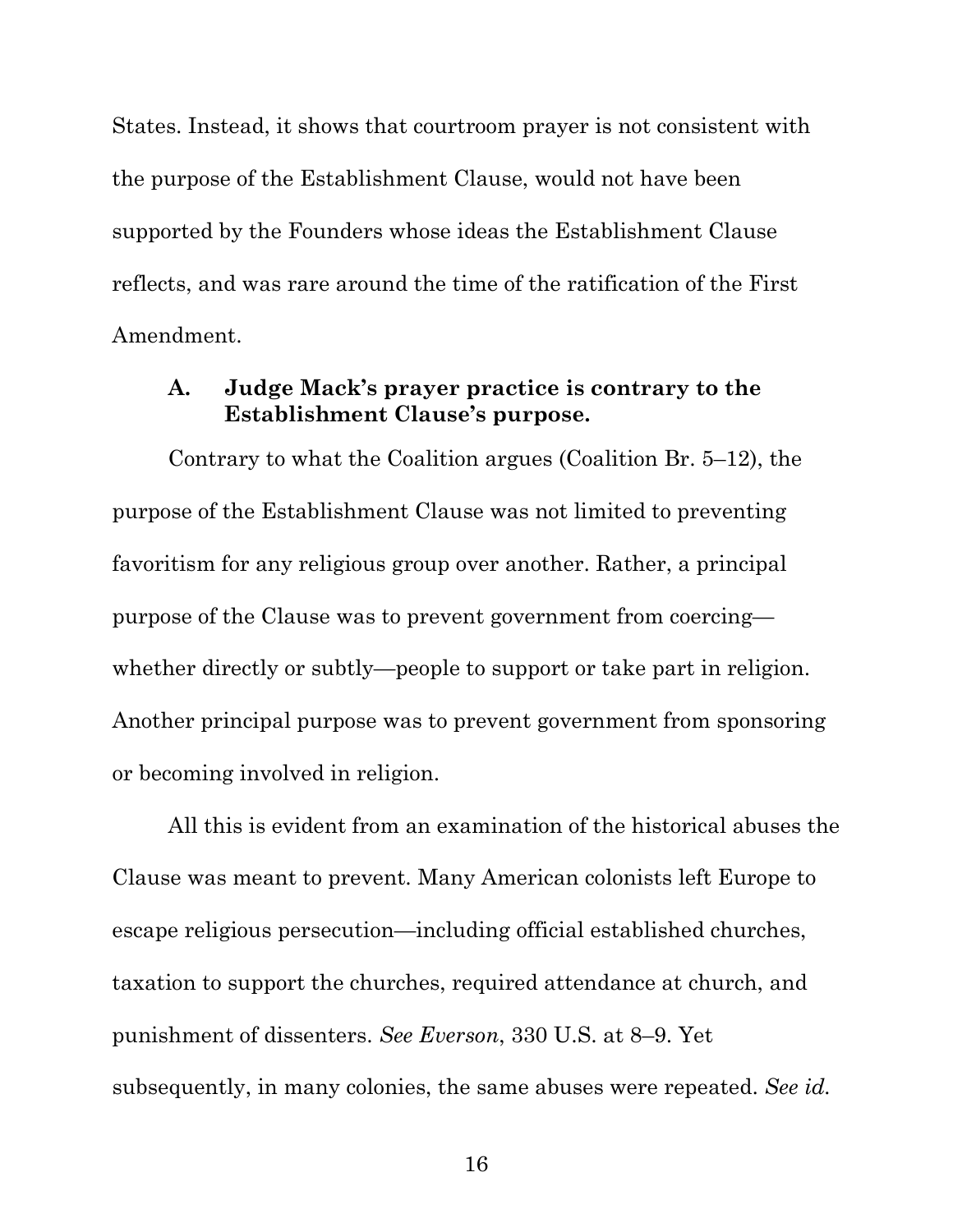States. Instead, it shows that courtroom prayer is not consistent with the purpose of the Establishment Clause, would not have been supported by the Founders whose ideas the Establishment Clause reflects, and was rare around the time of the ratification of the First Amendment.

### A. Judge Mack's prayer practice is contrary to the Establishment Clause's purpose.

Contrary to what the Coalition argues (Coalition Br. 5–12), the purpose of the Establishment Clause was not limited to preventing favoritism for any religious group over another. Rather, a principal purpose of the Clause was to prevent government from coercing—whether directly or subtly—people to support or take part in religion. Another principal purpose was to prevent government from sponsoring or becoming involved in religion.

All this is evident from an examination of the historical abuses the Clause was meant to prevent. Many American colonists left Europe to escape religious persecution—including official established churches, taxation to support the churches, required attendance at church, and punishment of dissenters. *See Everson*, 330 U.S. at 8–9. Yet subsequently, in many colonies, the same abuses were repeated. *See id.*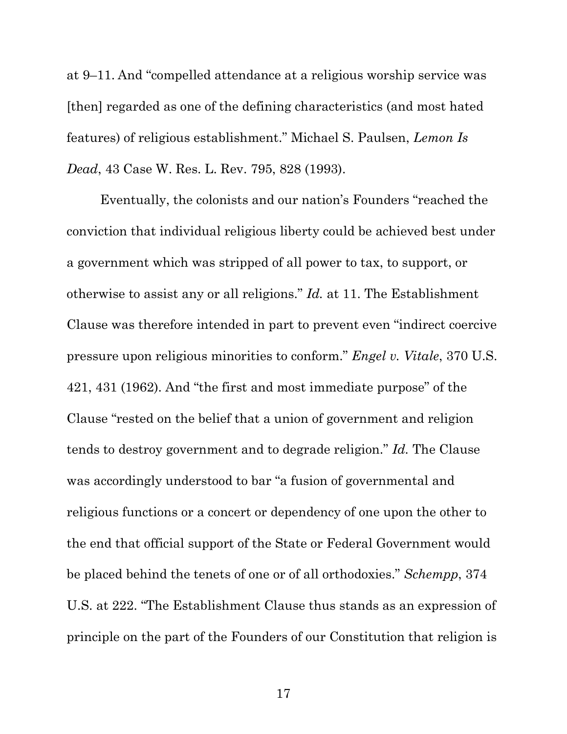at 9–11. And "compelled attendance at a religious worship service was [then] regarded as one of the defining characteristics (and most hated features) of religious establishment." Michael S. Paulsen, *Lemon Is Dead*, 43 Case W. Res. L. Rev. 795, 828 (1993).

Eventually, the colonists and our nation's Founders "reached the conviction that individual religious liberty could be achieved best under a government which was stripped of all power to tax, to support, or otherwise to assist any or all religions." *Id.* at 11. The Establishment Clause was therefore intended in part to prevent even "indirect coercive pressure upon religious minorities to conform." *Engel v. Vitale*, 370 U.S. 421, 431 (1962). And "the first and most immediate purpose" of the Clause "rested on the belief that a union of government and religion tends to destroy government and to degrade religion." *Id.* The Clause was accordingly understood to bar "a fusion of governmental and religious functions or a concert or dependency of one upon the other to the end that official support of the State or Federal Government would be placed behind the tenets of one or of all orthodoxies." *Schempp*, 374 U.S. at 222. "The Establishment Clause thus stands as an expression of principle on the part of the Founders of our Constitution that religion is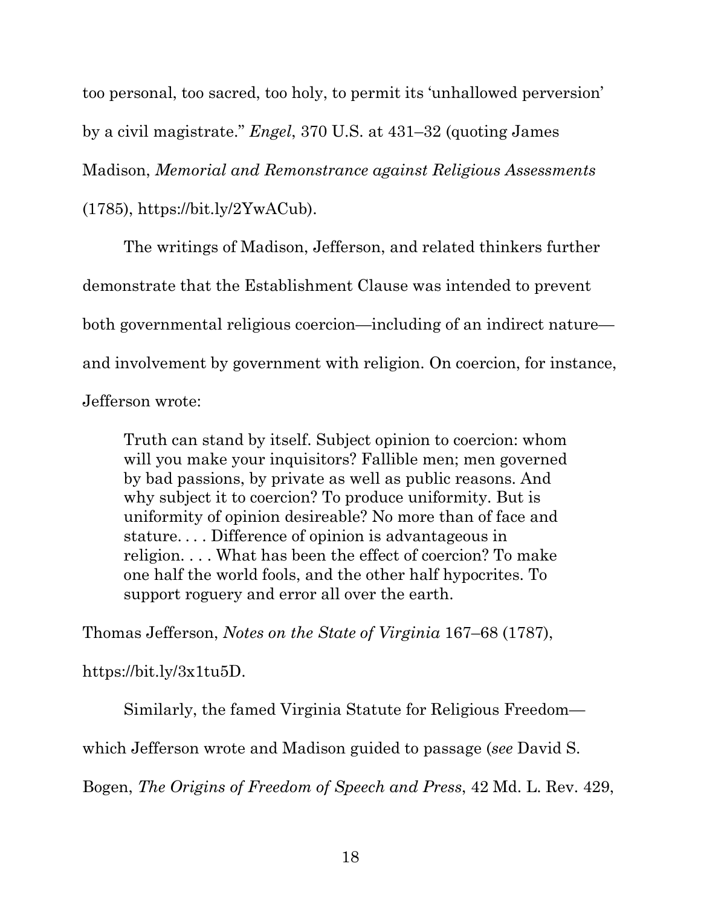too personal, too sacred, too holy, to permit its 'unhallowed perversion' by a civil magistrate." *Engel*, 370 U.S. at 431–32 (quoting James Madison, *Memorial and Remonstrance against Religious Assessments* (1785), https://bit.ly/2YwACub).

The writings of Madison, Jefferson, and related thinkers further demonstrate that the Establishment Clause was intended to prevent both governmental religious coercion—including of an indirect nature—and involvement by government with religion. On coercion, for instance, Jefferson wrote:

> Truth can stand by itself. Subject opinion to coercion: whom will you make your inquisitors? Fallible men; men governed by bad passions, by private as well as public reasons. And why subject it to coercion? To produce uniformity. But is uniformity of opinion desireable? No more than of face and stature. . . . Difference of opinion is advantageous in religion. . . . What has been the effect of coercion? To make one half the world fools, and the other half hypocrites. To support roguery and error all over the earth.

Thomas Jefferson, *Notes on the State of Virginia* 167–68 (1787), https://bit.ly/3x1tu5D.

Similarly, the famed Virginia Statute for Religious Freedom—which Jefferson wrote and Madison guided to passage (*see* David S. Bogen, *The Origins of Freedom of Speech and Press*, 42 Md. L. Rev. 429,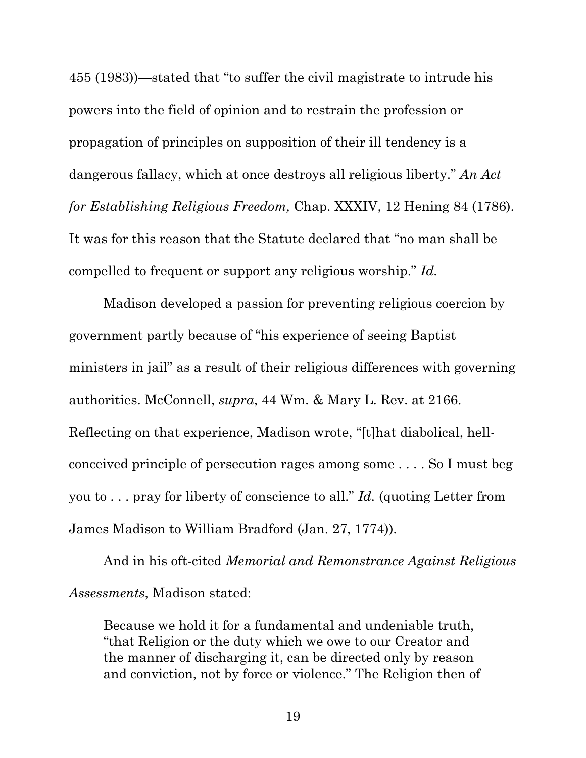455 (1983))—stated that "to suffer the civil magistrate to intrude his powers into the field of opinion and to restrain the profession or propagation of principles on supposition of their ill tendency is a dangerous fallacy, which at once destroys all religious liberty." *An Act for Establishing Religious Freedom,* Chap. XXXIV, 12 Hening 84 (1786). It was for this reason that the Statute declared that "no man shall be compelled to frequent or support any religious worship." *Id.*

Madison developed a passion for preventing religious coercion by government partly because of "his experience of seeing Baptist ministers in jail" as a result of their religious differences with governing authorities. McConnell, *supra*, 44 Wm. & Mary L. Rev. at 2166. Reflecting on that experience, Madison wrote, "[t]hat diabolical, hell-conceived principle of persecution rages among some . . . . So I must beg you to . . . pray for liberty of conscience to all." *Id.* (quoting Letter from James Madison to William Bradford (Jan. 27, 1774)).

And in his oft-cited *Memorial and Remonstrance Against Religious Assessments*, Madison stated:

> Because we hold it for a fundamental and undeniable truth, "that Religion or the duty which we owe to our Creator and the manner of discharging it, can be directed only by reason and conviction, not by force or violence." The Religion then of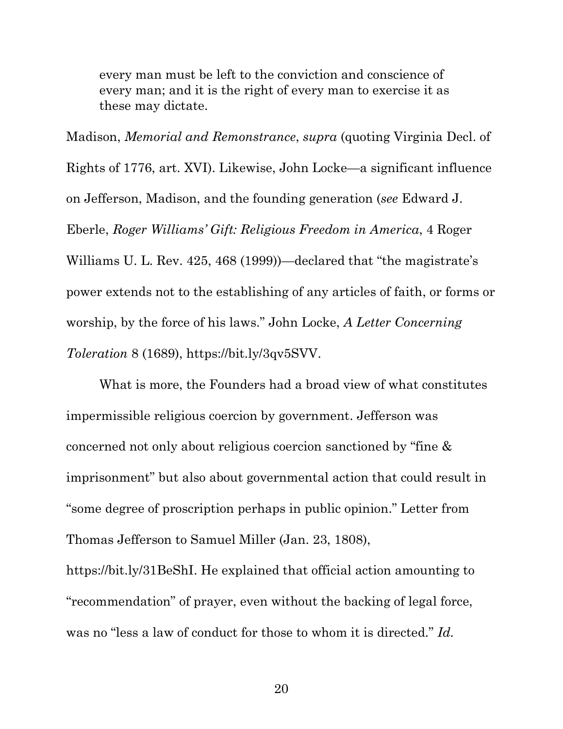> every man must be left to the conviction and conscience of every man; and it is the right of every man to exercise it as these may dictate.

Madison, *Memorial and Remonstrance*, *supra* (quoting Virginia Decl. of Rights of 1776, art. XVI). Likewise, John Locke—a significant influence on Jefferson, Madison, and the founding generation (*see* Edward J. Eberle, *Roger Williams' Gift: Religious Freedom in America*, 4 Roger Williams U. L. Rev. 425, 468 (1999))—declared that "the magistrate's power extends not to the establishing of any articles of faith, or forms or worship, by the force of his laws." John Locke, *A Letter Concerning Toleration* 8 (1689), https://bit.ly/3qv5SVV.

What is more, the Founders had a broad view of what constitutes impermissible religious coercion by government. Jefferson was concerned not only about religious coercion sanctioned by "fine & imprisonment" but also about governmental action that could result in "some degree of proscription perhaps in public opinion." Letter from Thomas Jefferson to Samuel Miller (Jan. 23, 1808), https://bit.ly/31BeShI. He explained that official action amounting to "recommendation" of prayer, even without the backing of legal force, was no "less a law of conduct for those to whom it is directed." *Id.*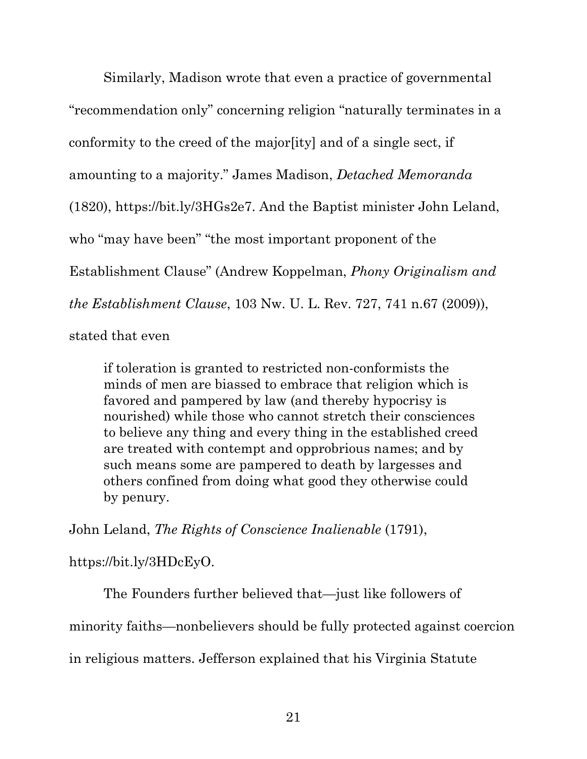Similarly, Madison wrote that even a practice of governmental "recommendation only" concerning religion "naturally terminates in a conformity to the creed of the major[ity] and of a single sect, if amounting to a majority." James Madison, *Detached Memoranda* (1820), https://bit.ly/3HGs2e7. And the Baptist minister John Leland, who "may have been" "the most important proponent of the Establishment Clause" (Andrew Koppelman, *Phony Originalism and the Establishment Clause*, 103 Nw. U. L. Rev. 727, 741 n.67 (2009)), stated that even

> if toleration is granted to restricted non-conformists the minds of men are biassed to embrace that religion which is favored and pampered by law (and thereby hypocrisy is nourished) while those who cannot stretch their consciences to believe any thing and every thing in the established creed are treated with contempt and opprobrious names; and by such means some are pampered to death by largesses and others confined from doing what good they otherwise could by penury.

John Leland, *The Rights of Conscience Inalienable* (1791), https://bit.ly/3HDcEyO.

The Founders further believed that—just like followers of minority faiths—nonbelievers should be fully protected against coercion in religious matters. Jefferson explained that his Virginia Statute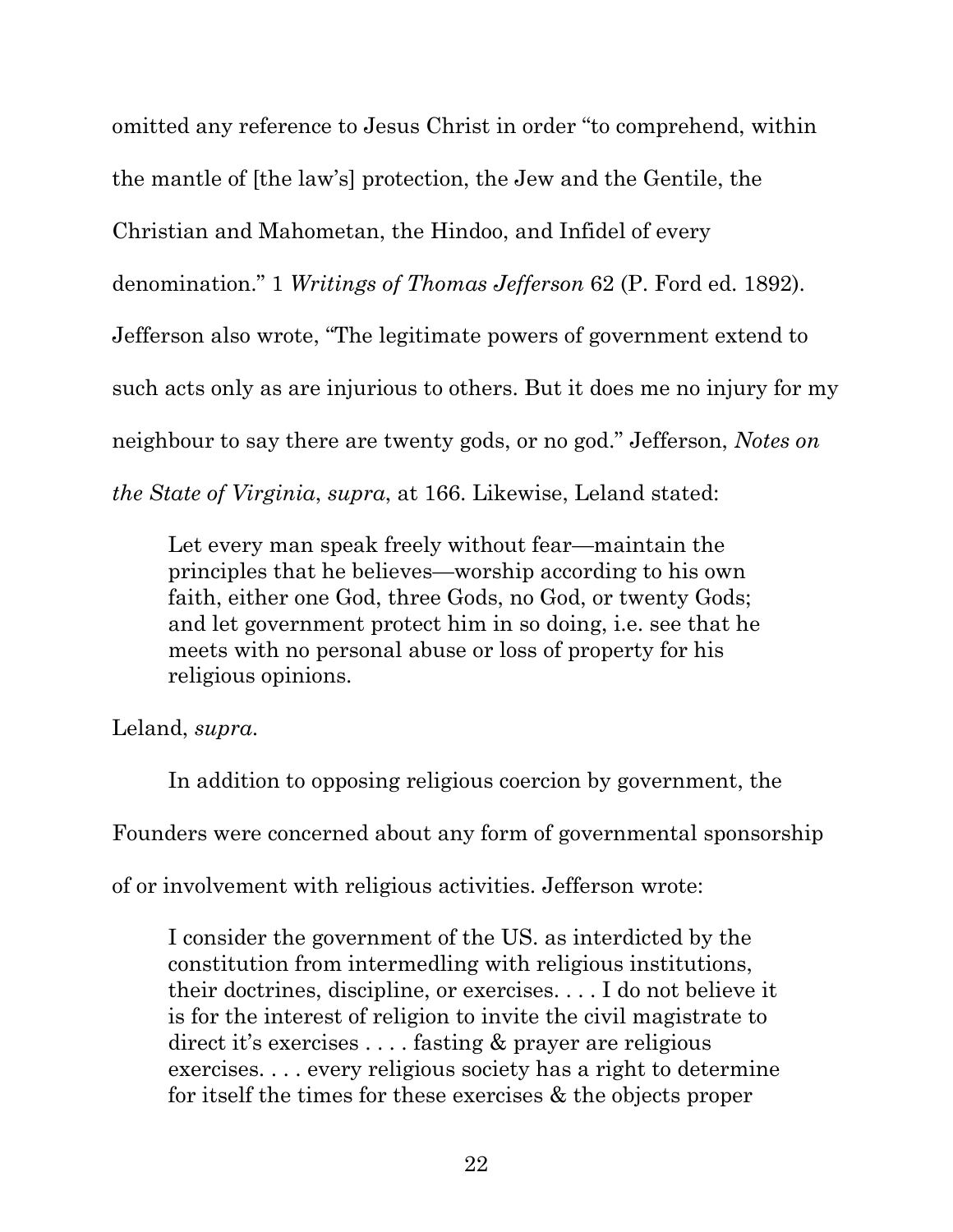omitted any reference to Jesus Christ in order "to comprehend, within the mantle of [the law's] protection, the Jew and the Gentile, the Christian and Mahometan, the Hindoo, and Infidel of every denomination." 1 *Writings of Thomas Jefferson* 62 (P. Ford ed. 1892). Jefferson also wrote, "The legitimate powers of government extend to such acts only as are injurious to others. But it does me no injury for my neighbour to say there are twenty gods, or no god." Jefferson, *Notes on the State of Virginia*, *supra*, at 166. Likewise, Leland stated:

> Let every man speak freely without fear—maintain the principles that he believes—worship according to his own faith, either one God, three Gods, no God, or twenty Gods; and let government protect him in so doing, i.e. see that he meets with no personal abuse or loss of property for his religious opinions.

Leland, *supra*.

In addition to opposing religious coercion by government, the Founders were concerned about any form of governmental sponsorship of or involvement with religious activities. Jefferson wrote:

> I consider the government of the US. as interdicted by the constitution from intermedling with religious institutions, their doctrines, discipline, or exercises. . . . I do not believe it is for the interest of religion to invite the civil magistrate to direct it's exercises . . . . fasting & prayer are religious exercises. . . . every religious society has a right to determine for itself the times for these exercises & the objects proper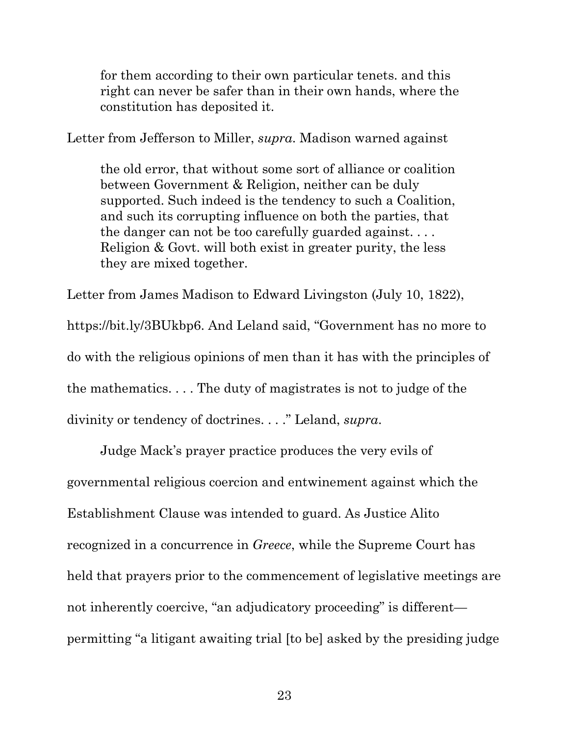> for them according to their own particular tenets. and this right can never be safer than in their own hands, where the constitution has deposited it.

Letter from Jefferson to Miller, *supra*. Madison warned against

> the old error, that without some sort of alliance or coalition between Government & Religion, neither can be duly supported. Such indeed is the tendency to such a Coalition, and such its corrupting influence on both the parties, that the danger can not be too carefully guarded against. . . . Religion & Govt. will both exist in greater purity, the less they are mixed together.

Letter from James Madison to Edward Livingston (July 10, 1822), https://bit.ly/3BUkbp6. And Leland said, "Government has no more to do with the religious opinions of men than it has with the principles of the mathematics. . . . The duty of magistrates is not to judge of the divinity or tendency of doctrines. . . ." Leland, *supra*.

Judge Mack's prayer practice produces the very evils of governmental religious coercion and entwinement against which the Establishment Clause was intended to guard. As Justice Alito recognized in a concurrence in *Greece*, while the Supreme Court has held that prayers prior to the commencement of legislative meetings are not inherently coercive, "an adjudicatory proceeding" is different—permitting "a litigant awaiting trial [to be] asked by the presiding judge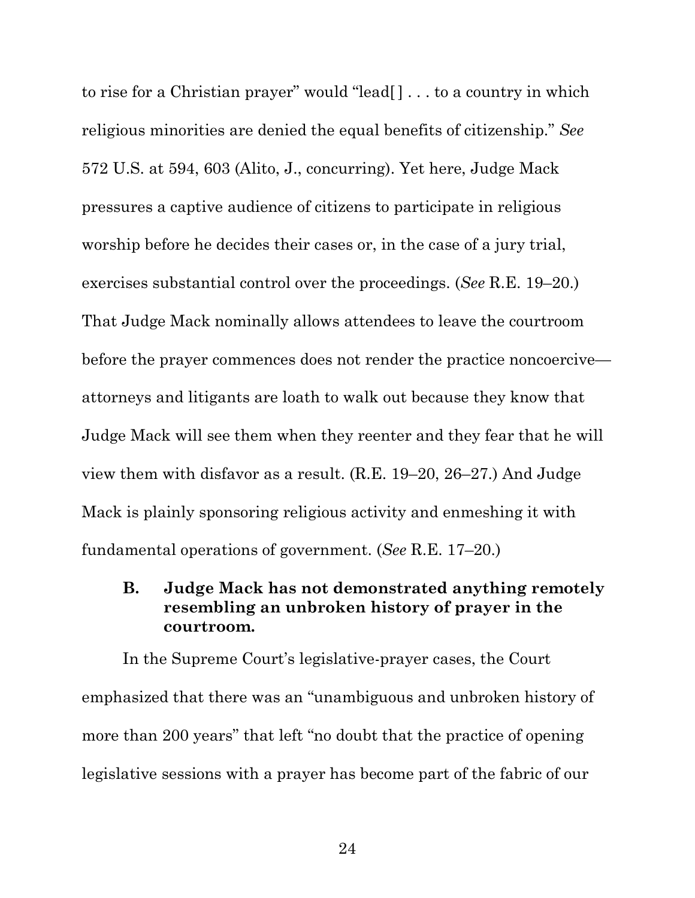to rise for a Christian prayer" would "lead[] . . . to a country in which religious minorities are denied the equal benefits of citizenship." *See* 572 U.S. at 594, 603 (Alito, J., concurring). Yet here, Judge Mack pressures a captive audience of citizens to participate in religious worship before he decides their cases or, in the case of a jury trial, exercises substantial control over the proceedings. (*See* R.E. 19–20.) That Judge Mack nominally allows attendees to leave the courtroom before the prayer commences does not render the practice noncoercive—attorneys and litigants are loath to walk out because they know that Judge Mack will see them when they reenter and they fear that he will view them with disfavor as a result. (R.E. 19–20, 26–27.) And Judge Mack is plainly sponsoring religious activity and enmeshing it with fundamental operations of government. (*See* R.E. 17–20.)

### B. Judge Mack has not demonstrated anything remotely resembling an unbroken history of prayer in the courtroom.

In the Supreme Court's legislative-prayer cases, the Court emphasized that there was an "unambiguous and unbroken history of more than 200 years" that left "no doubt that the practice of opening legislative sessions with a prayer has become part of the fabric of our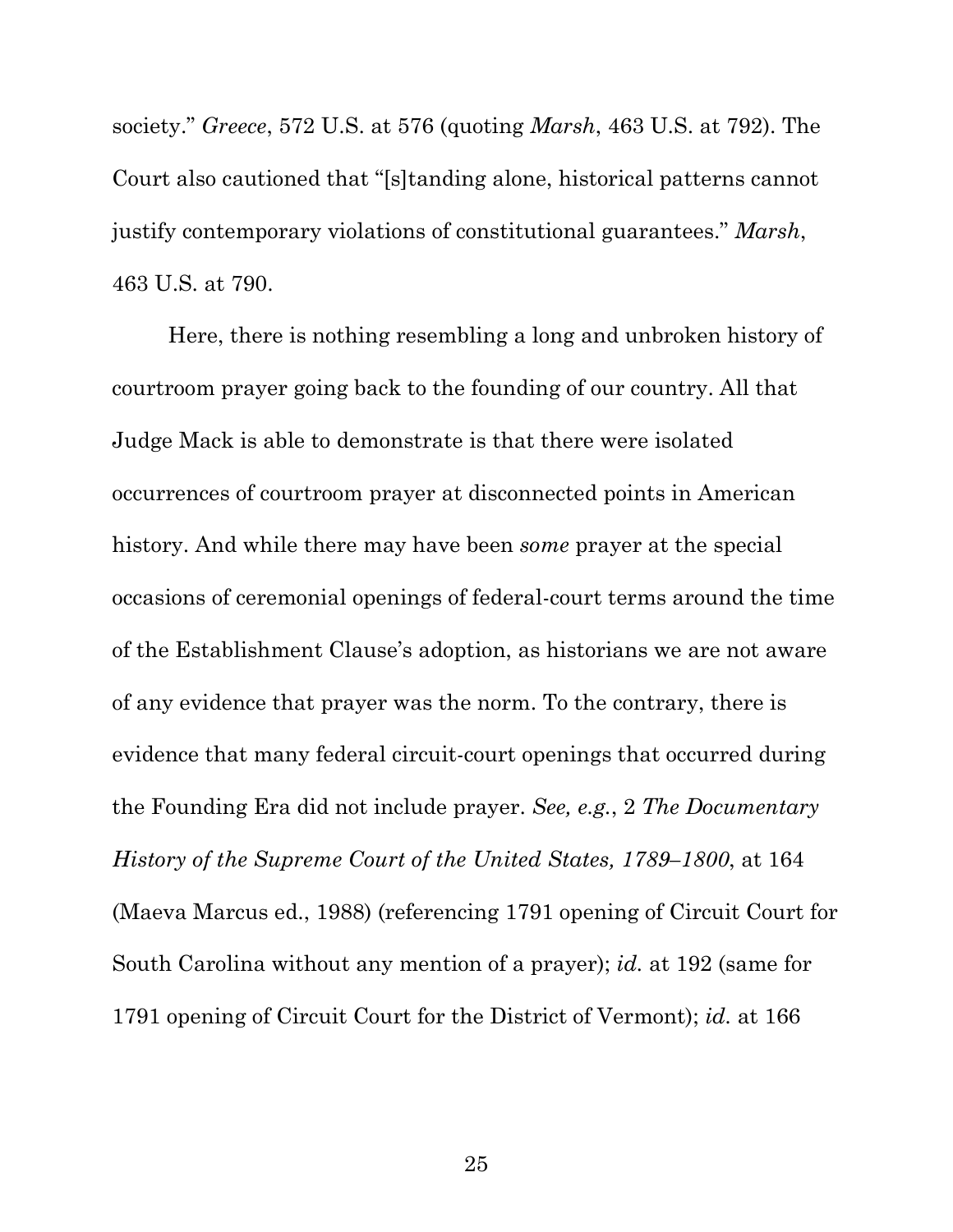society." *Greece*, 572 U.S. at 576 (quoting *Marsh*, 463 U.S. at 792). The Court also cautioned that "[s]tanding alone, historical patterns cannot justify contemporary violations of constitutional guarantees." *Marsh*, 463 U.S. at 790.

Here, there is nothing resembling a long and unbroken history of courtroom prayer going back to the founding of our country. All that Judge Mack is able to demonstrate is that there were isolated occurrences of courtroom prayer at disconnected points in American history. And while there may have been *some* prayer at the special occasions of ceremonial openings of federal-court terms around the time of the Establishment Clause's adoption, as historians we are not aware of any evidence that prayer was the norm. To the contrary, there is evidence that many federal circuit-court openings that occurred during the Founding Era did not include prayer. *See, e.g.*, 2 *The Documentary History of the Supreme Court of the United States, 1789–1800*, at 164 (Maeva Marcus ed., 1988) (referencing 1791 opening of Circuit Court for South Carolina without any mention of a prayer); *id.* at 192 (same for 1791 opening of Circuit Court for the District of Vermont); *id.* at 166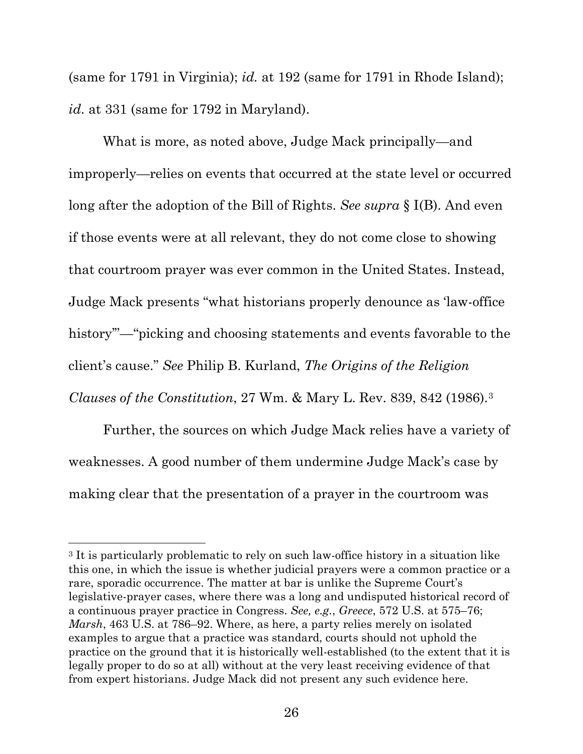(same for 1791 in Virginia); *id.* at 192 (same for 1791 in Rhode Island); *id.* at 331 (same for 1792 in Maryland).

What is more, as noted above, Judge Mack principally—and improperly—relies on events that occurred at the state level or occurred long after the adoption of the Bill of Rights. *See supra* § I(B). And even if those events were at all relevant, they do not come close to showing that courtroom prayer was ever common in the United States. Instead, Judge Mack presents "what historians properly denounce as 'law-office history'"—"picking and choosing statements and events favorable to the client's cause." *See* Philip B. Kurland, *The Origins of the Religion Clauses of the Constitution*, 27 Wm. & Mary L. Rev. 839, 842 (1986).[3]

Further, the sources on which Judge Mack relies have a variety of weaknesses. A good number of them undermine Judge Mack's case by making clear that the presentation of a prayer in the courtroom was

---

[3] It is particularly problematic to rely on such law-office history in a situation like this one, in which the issue is whether judicial prayers were a common practice or a rare, sporadic occurrence. The matter at bar is unlike the Supreme Court's legislative-prayer cases, where there was a long and undisputed historical record of a continuous prayer practice in Congress. *See, e.g.*, *Greece*, 572 U.S. at 575–76; *Marsh*, 463 U.S. at 786–92. Where, as here, a party relies merely on isolated examples to argue that a practice was standard, courts should not uphold the practice on the ground that it is historically well-established (to the extent that it is legally proper to do so at all) without at the very least receiving evidence of that from expert historians. Judge Mack did not present any such evidence here.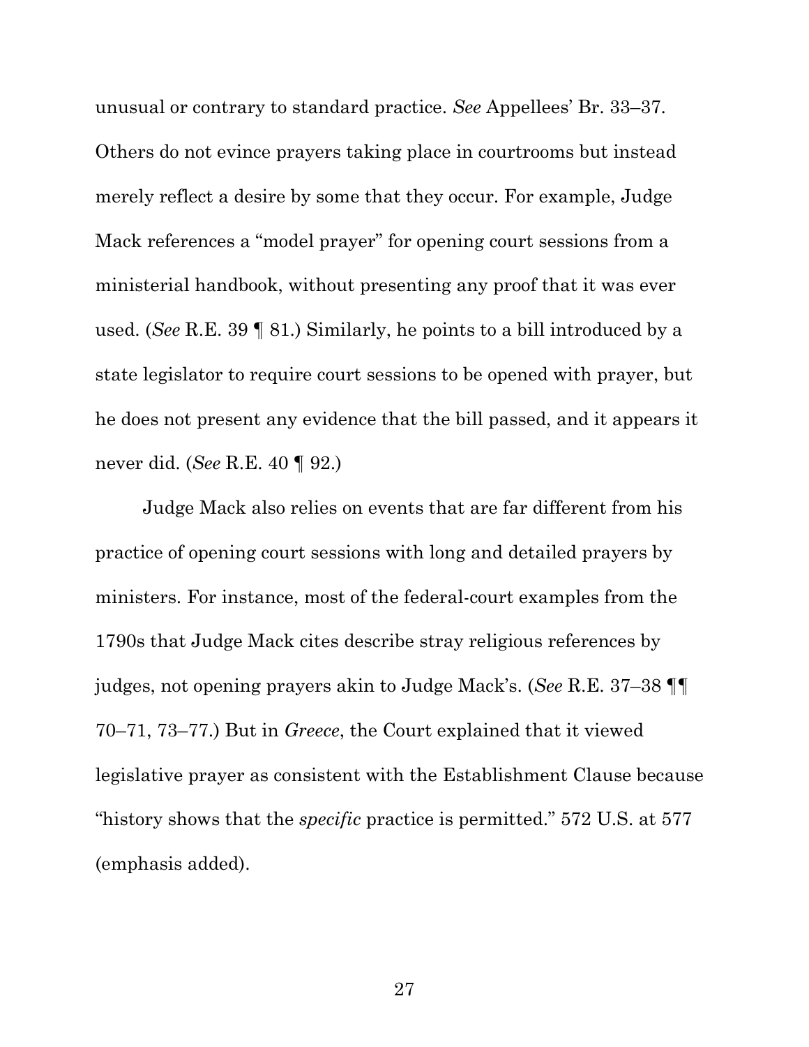unusual or contrary to standard practice. *See* Appellees' Br. 33–37. Others do not evince prayers taking place in courtrooms but instead merely reflect a desire by some that they occur. For example, Judge Mack references a "model prayer" for opening court sessions from a ministerial handbook, without presenting any proof that it was ever used. (*See* R.E. 39 ¶ 81.) Similarly, he points to a bill introduced by a state legislator to require court sessions to be opened with prayer, but he does not present any evidence that the bill passed, and it appears it never did. (*See* R.E. 40 ¶ 92.)

Judge Mack also relies on events that are far different from his practice of opening court sessions with long and detailed prayers by ministers. For instance, most of the federal-court examples from the 1790s that Judge Mack cites describe stray religious references by judges, not opening prayers akin to Judge Mack's. (*See* R.E. 37–38 ¶¶ 70–71, 73–77.) But in *Greece*, the Court explained that it viewed legislative prayer as consistent with the Establishment Clause because "history shows that the *specific* practice is permitted." 572 U.S. at 577 (emphasis added).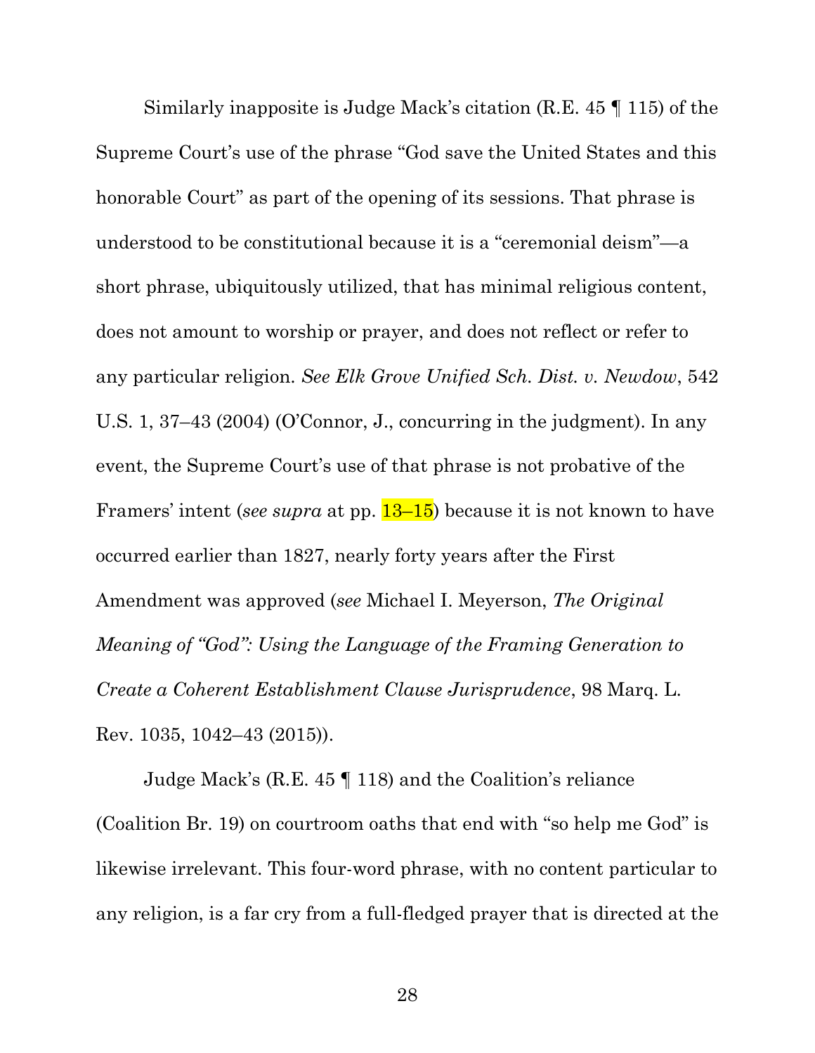Similarly inapposite is Judge Mack's citation (R.E. 45 ¶ 115) of the Supreme Court's use of the phrase "God save the United States and this honorable Court" as part of the opening of its sessions. That phrase is understood to be constitutional because it is a "ceremonial deism"—a short phrase, ubiquitously utilized, that has minimal religious content, does not amount to worship or prayer, and does not reflect or refer to any particular religion. *See Elk Grove Unified Sch. Dist. v. Newdow*, 542 U.S. 1, 37–43 (2004) (O'Connor, J., concurring in the judgment). In any event, the Supreme Court's use of that phrase is not probative of the Framers' intent (*see supra* at pp. 13–15) because it is not known to have occurred earlier than 1827, nearly forty years after the First Amendment was approved (*see* Michael I. Meyerson, *The Original Meaning of "God": Using the Language of the Framing Generation to Create a Coherent Establishment Clause Jurisprudence*, 98 Marq. L. Rev. 1035, 1042–43 (2015)).

Judge Mack's (R.E. 45 ¶ 118) and the Coalition's reliance (Coalition Br. 19) on courtroom oaths that end with "so help me God" is likewise irrelevant. This four-word phrase, with no content particular to any religion, is a far cry from a full-fledged prayer that is directed at the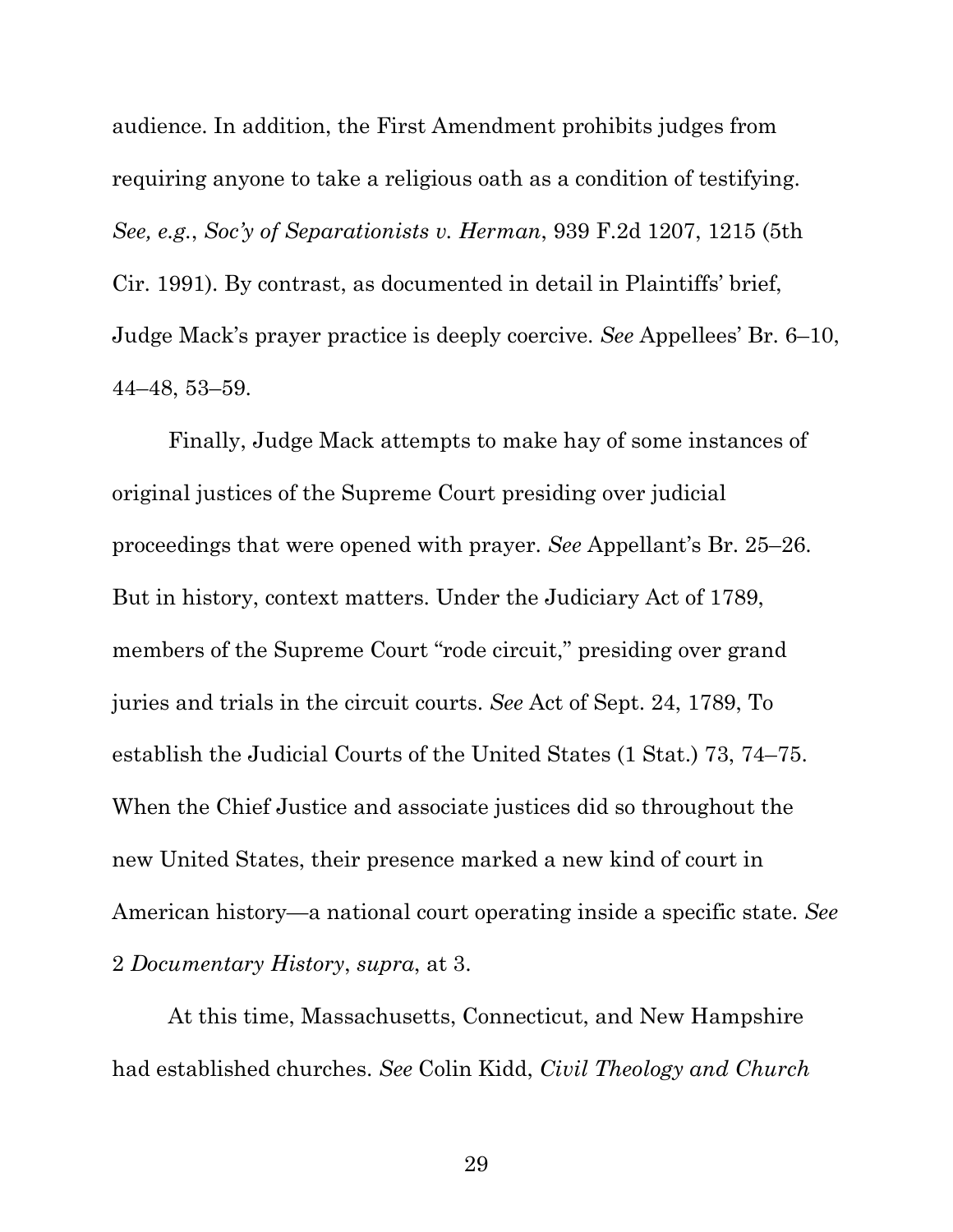audience. In addition, the First Amendment prohibits judges from requiring anyone to take a religious oath as a condition of testifying. *See, e.g.*, *Soc'y of Separationists v. Herman*, 939 F.2d 1207, 1215 (5th Cir. 1991). By contrast, as documented in detail in Plaintiffs' brief, Judge Mack's prayer practice is deeply coercive. *See* Appellees' Br. 6–10, 44–48, 53–59.

Finally, Judge Mack attempts to make hay of some instances of original justices of the Supreme Court presiding over judicial proceedings that were opened with prayer. *See* Appellant's Br. 25–26. But in history, context matters. Under the Judiciary Act of 1789, members of the Supreme Court "rode circuit," presiding over grand juries and trials in the circuit courts. *See* Act of Sept. 24, 1789, To establish the Judicial Courts of the United States (1 Stat.) 73, 74–75. When the Chief Justice and associate justices did so throughout the new United States, their presence marked a new kind of court in American history—a national court operating inside a specific state. *See* 2 *Documentary History*, *supra*, at 3.

At this time, Massachusetts, Connecticut, and New Hampshire had established churches. *See* Colin Kidd, *Civil Theology and Church*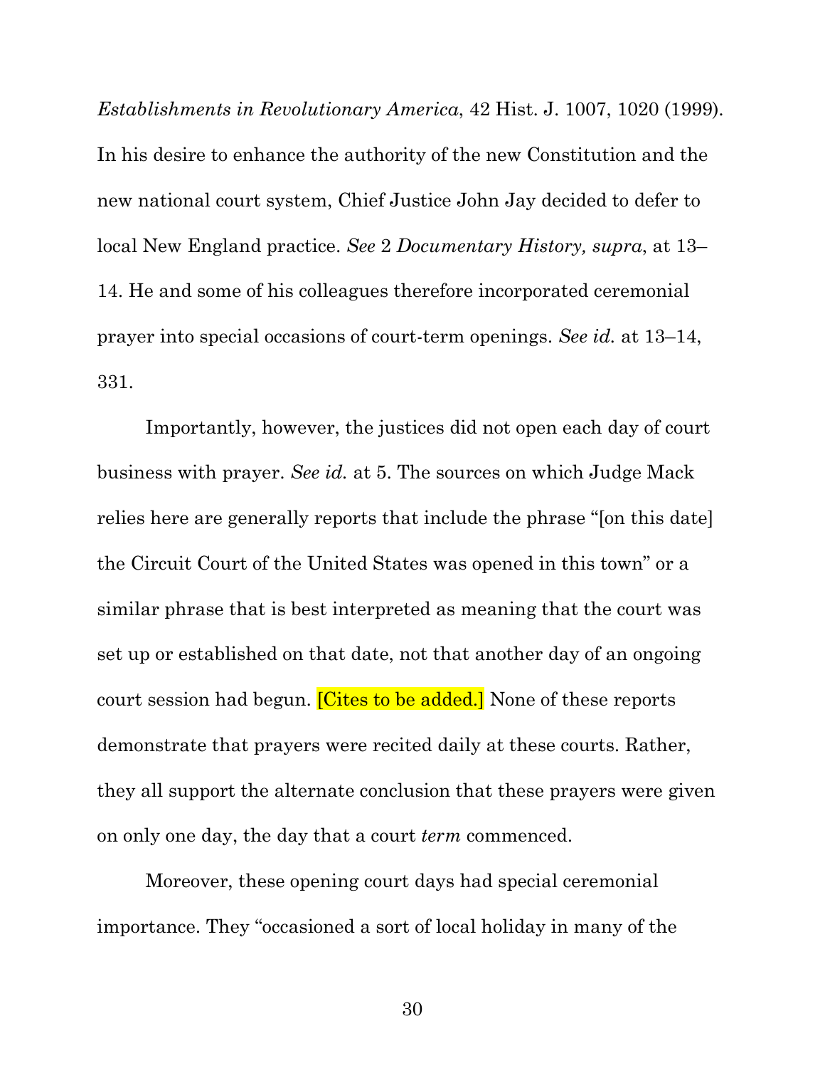*Establishments in Revolutionary America*, 42 Hist. J. 1007, 1020 (1999). In his desire to enhance the authority of the new Constitution and the new national court system, Chief Justice John Jay decided to defer to local New England practice. *See* 2 *Documentary History, supra*, at 13–14. He and some of his colleagues therefore incorporated ceremonial prayer into special occasions of court-term openings. *See id.* at 13–14, 331.

Importantly, however, the justices did not open each day of court business with prayer. *See id.* at 5. The sources on which Judge Mack relies here are generally reports that include the phrase "[on this date] the Circuit Court of the United States was opened in this town" or a similar phrase that is best interpreted as meaning that the court was set up or established on that date, not that another day of an ongoing court session had begun. [Cites to be added.] None of these reports demonstrate that prayers were recited daily at these courts. Rather, they all support the alternate conclusion that these prayers were given on only one day, the day that a court *term* commenced.

Moreover, these opening court days had special ceremonial importance. They "occasioned a sort of local holiday in many of the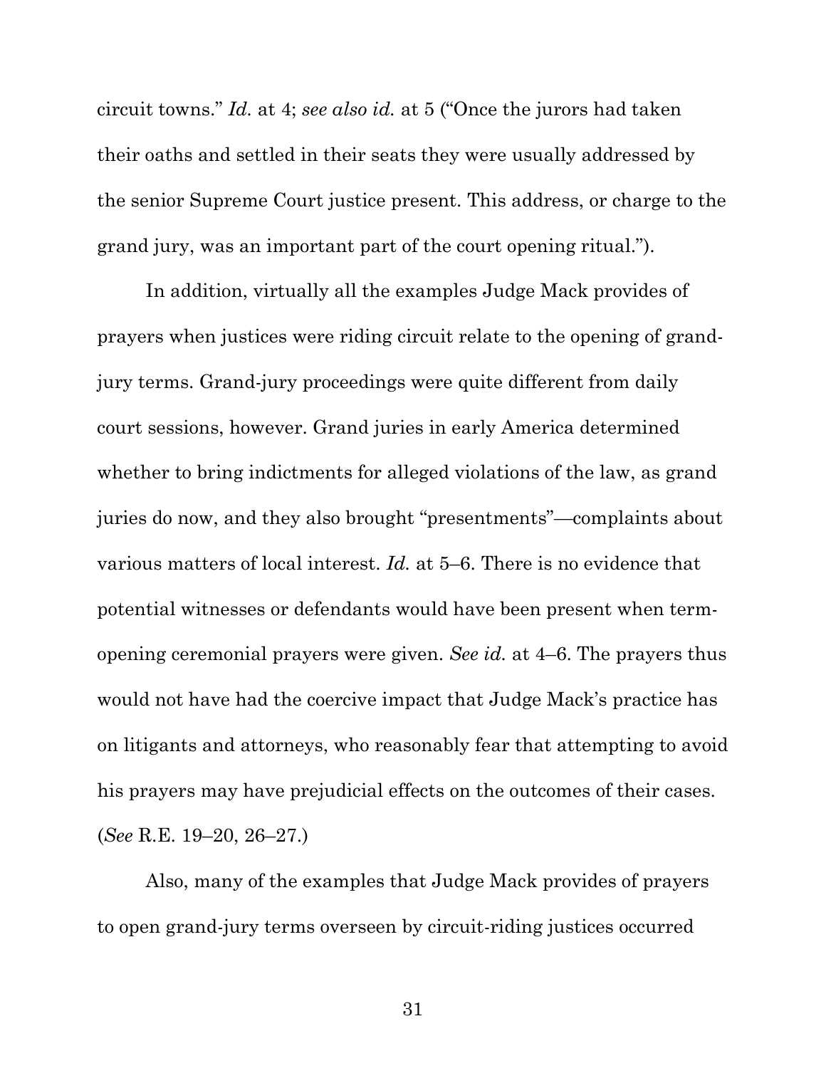circuit towns." *Id.* at 4; *see also id.* at 5 ("Once the jurors had taken their oaths and settled in their seats they were usually addressed by the senior Supreme Court justice present. This address, or charge to the grand jury, was an important part of the court opening ritual.").

In addition, virtually all the examples Judge Mack provides of prayers when justices were riding circuit relate to the opening of grand-jury terms. Grand-jury proceedings were quite different from daily court sessions, however. Grand juries in early America determined whether to bring indictments for alleged violations of the law, as grand juries do now, and they also brought "presentments"—complaints about various matters of local interest. *Id.* at 5–6. There is no evidence that potential witnesses or defendants would have been present when term-opening ceremonial prayers were given. *See id.* at 4–6. The prayers thus would not have had the coercive impact that Judge Mack's practice has on litigants and attorneys, who reasonably fear that attempting to avoid his prayers may have prejudicial effects on the outcomes of their cases. (*See* R.E. 19–20, 26–27.)

Also, many of the examples that Judge Mack provides of prayers to open grand-jury terms overseen by circuit-riding justices occurred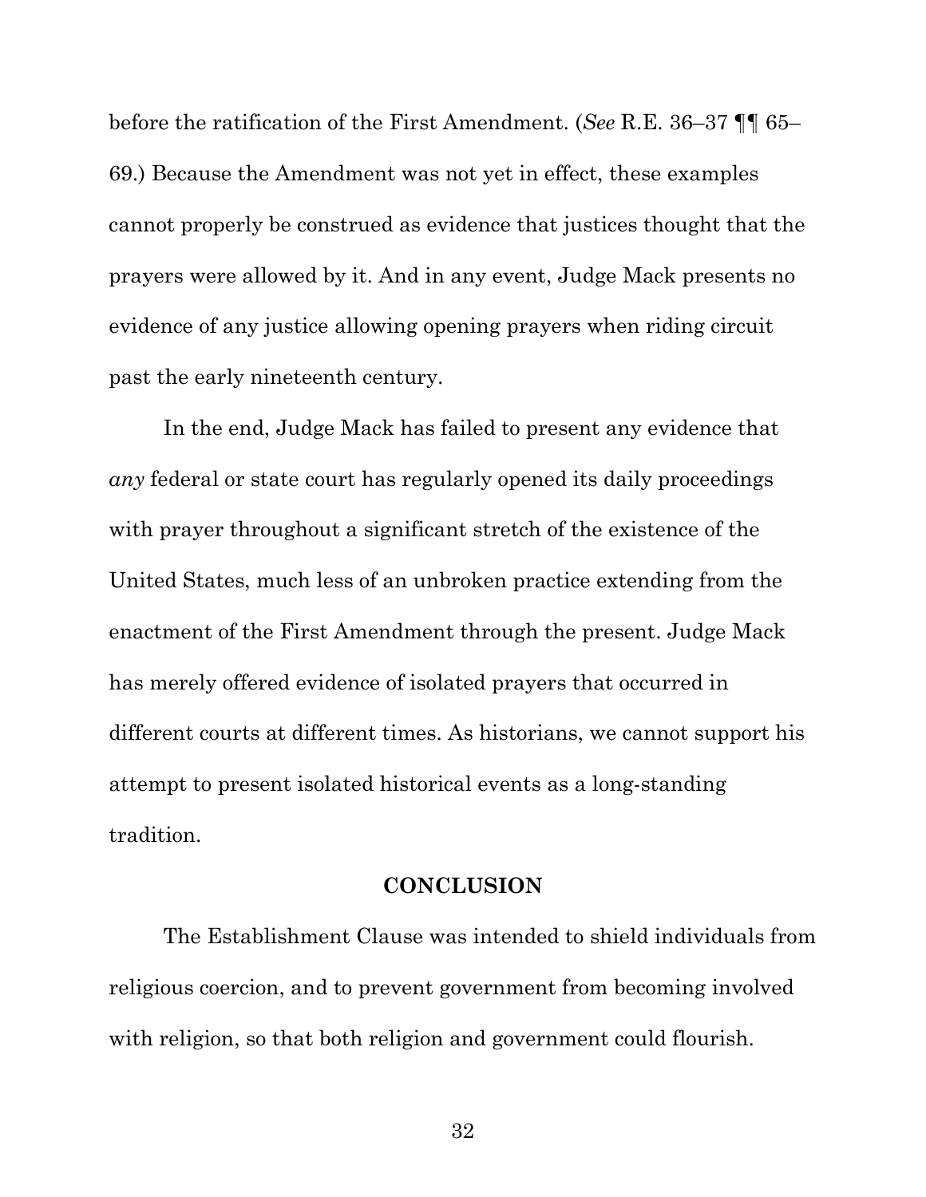before the ratification of the First Amendment. (*See* R.E. 36–37 ¶¶ 65–69.) Because the Amendment was not yet in effect, these examples cannot properly be construed as evidence that justices thought that the prayers were allowed by it. And in any event, Judge Mack presents no evidence of any justice allowing opening prayers when riding circuit past the early nineteenth century.

In the end, Judge Mack has failed to present any evidence that *any* federal or state court has regularly opened its daily proceedings with prayer throughout a significant stretch of the existence of the United States, much less of an unbroken practice extending from the enactment of the First Amendment through the present. Judge Mack has merely offered evidence of isolated prayers that occurred in different courts at different times. As historians, we cannot support his attempt to present isolated historical events as a long-standing tradition.

## CONCLUSION

The Establishment Clause was intended to shield individuals from religious coercion, and to prevent government from becoming involved with religion, so that both religion and government could flourish.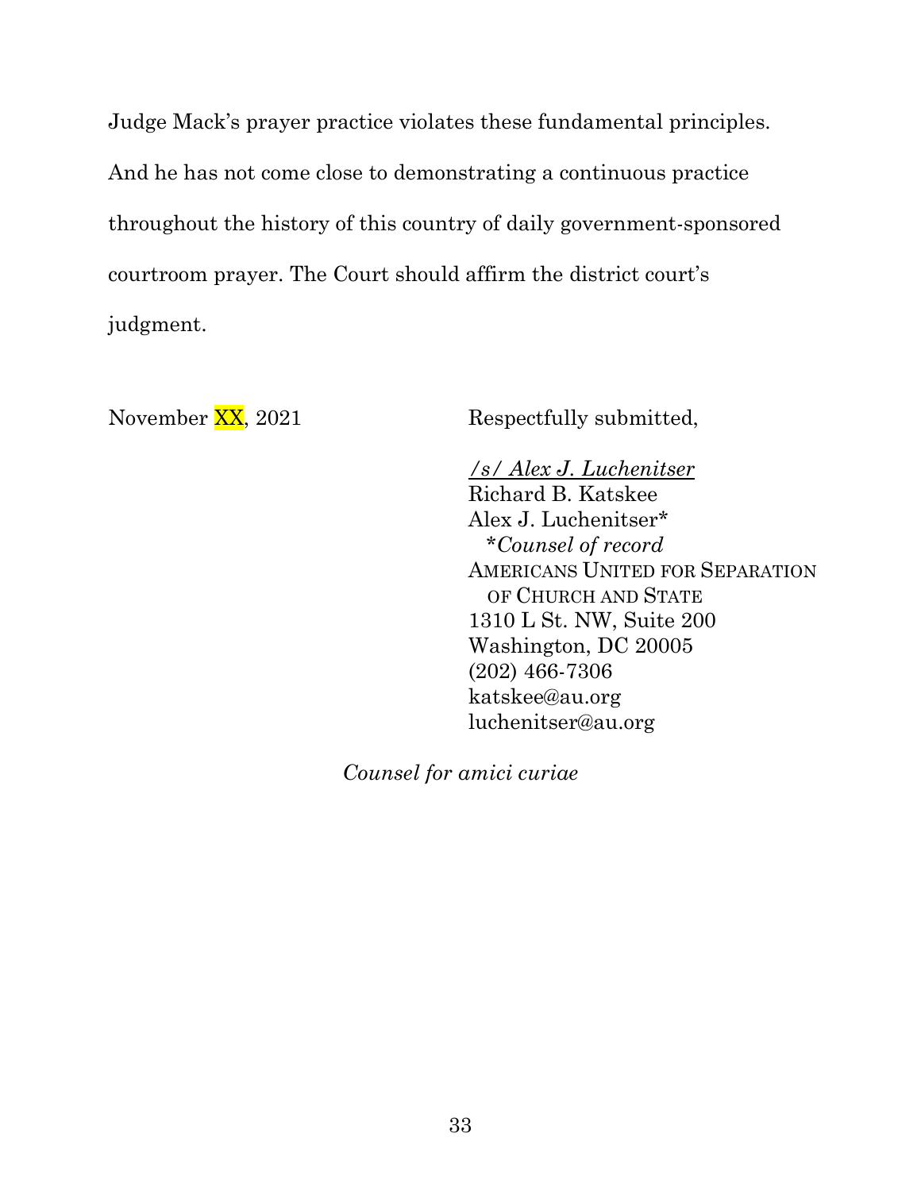Judge Mack's prayer practice violates these fundamental principles. And he has not come close to demonstrating a continuous practice throughout the history of this country of daily government-sponsored courtroom prayer. The Court should affirm the district court's judgment.

November XX, 2021

Respectfully submitted,

*/s/ Alex J. Luchenitser*
Richard B. Katskee
Alex J. Luchenitser*
*\*Counsel of record*
AMERICANS UNITED FOR SEPARATION OF CHURCH AND STATE
1310 L St. NW, Suite 200
Washington, DC 20005
(202) 466-7306
katskee@au.org
luchenitser@au.org

*Counsel for amici curiae*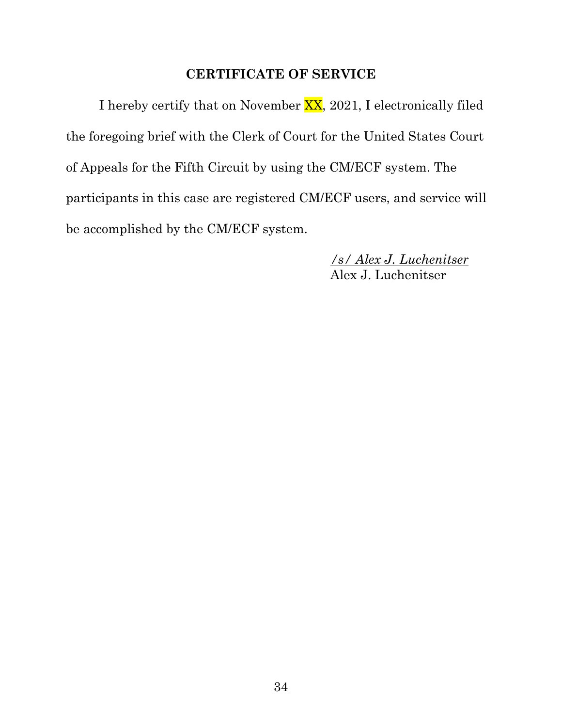## CERTIFICATE OF SERVICE

I hereby certify that on November XX, 2021, I electronically filed the foregoing brief with the Clerk of Court for the United States Court of Appeals for the Fifth Circuit by using the CM/ECF system. The participants in this case are registered CM/ECF users, and service will be accomplished by the CM/ECF system.

*/s/ Alex J. Luchenitser*
Alex J. Luchenitser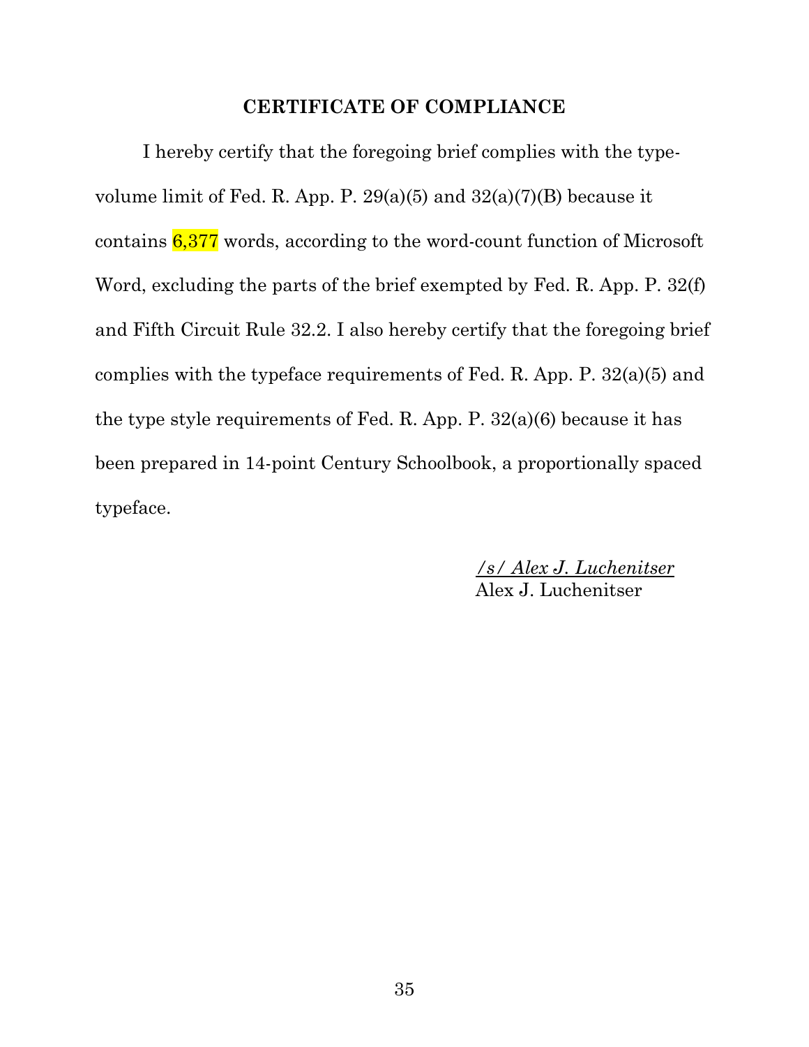## CERTIFICATE OF COMPLIANCE

I hereby certify that the foregoing brief complies with the type-volume limit of Fed. R. App. P. 29(a)(5) and 32(a)(7)(B) because it contains 6,377 words, according to the word-count function of Microsoft Word, excluding the parts of the brief exempted by Fed. R. App. P. 32(f) and Fifth Circuit Rule 32.2. I also hereby certify that the foregoing brief complies with the typeface requirements of Fed. R. App. P. 32(a)(5) and the type style requirements of Fed. R. App. P. 32(a)(6) because it has been prepared in 14-point Century Schoolbook, a proportionally spaced typeface.

*/s/ Alex J. Luchenitser*
Alex J. Luchenitser